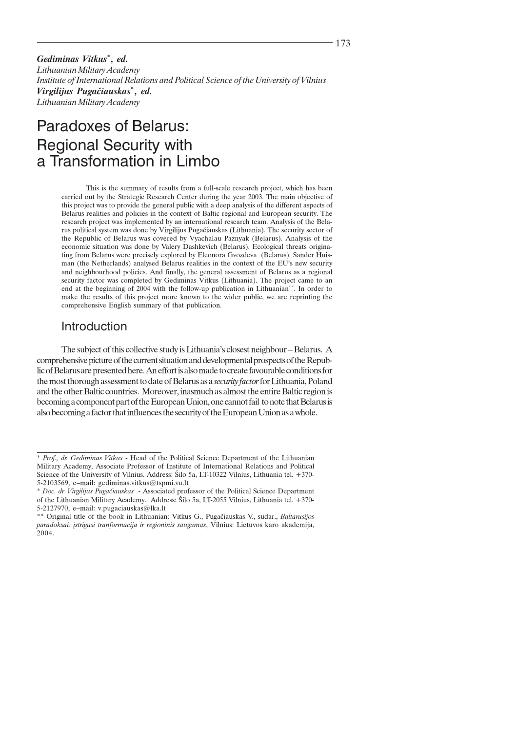***Gediminas Vitkus***[*]***, ed.***
*Lithuanian Military Academy*
*Institute of International Relations and Political Science of the University of Vilnius*
***Virgilijus Pugačiauskas***[*]***, ed.***
*Lithuanian Military Academy*

# Paradoxes of Belarus: Regional Security with a Transformation in Limbo

This is the summary of results from a full-scale research project, which has been carried out by the Strategic Research Center during the year 2003. The main objective of this project was to provide the general public with a deep analysis of the different aspects of Belarus realities and policies in the context of Baltic regional and European security. The research project was implemented by an international research team. Analysis of the Belarus political system was done by Virgilijus Pugačiauskas (Lithuania). The security sector of the Republic of Belarus was covered by Vyachalau Paznyak (Belarus). Analysis of the economic situation was done by Valery Dashkevich (Belarus). Ecological threats originating from Belarus were precisely explored by Eleonora Gvozdeva (Belarus). Sander Huisman (the Netherlands) analysed Belarus realities in the context of the EU's new security and neighbourhood policies. And finally, the general assessment of Belarus as a regional security factor was completed by Gediminas Vitkus (Lithuania). The project came to an end at the beginning of 2004 with the follow-up publication in Lithuanian[**]. In order to make the results of this project more known to the wider public, we are reprinting the comprehensive English summary of that publication.

## Introduction

The subject of this collective study is Lithuania's closest neighbour – Belarus. A comprehensive picture of the current situation and developmental prospects of the Republic of Belarus are presented here. An effort is also made to create favourable conditions for the most thorough assessment to date of Belarus as a *security factor* for Lithuania, Poland and the other Baltic countries. Moreover, inasmuch as almost the entire Baltic region is becoming a component part of the European Union, one cannot fail to note that Belarus is also becoming a factor that influences the security of the European Union as a whole.

---

[*] *Prof., dr. Gediminas Vitkus* - Head of the Political Science Department of the Lithuanian Military Academy, Associate Professor of Institute of International Relations and Political Science of the University of Vilnius. Address: Šilo 5a, LT-10322 Vilnius, Lithuania tel. +370-5-2103569, e–mail: gediminas.vitkus@tspmi.vu.lt

[*] *Doc. dr. Virgilijus Pugačiauskas* - Associated professor of the Political Science Department of the Lithuanian Military Academy. Address: Šilo 5a, LT-2055 Vilnius, Lithuania tel. +370-5-2127970, e–mail: v.pugaciauskas@lka.lt

[**] Original title of the book in Lithuanian: Vitkus G., Pugačiauskas V., sudar., *Baltarusijos paradoksai: įstrigusi tranformacija ir regioninis saugumas*, Vilnius: Lietuvos karo akademija, 2004.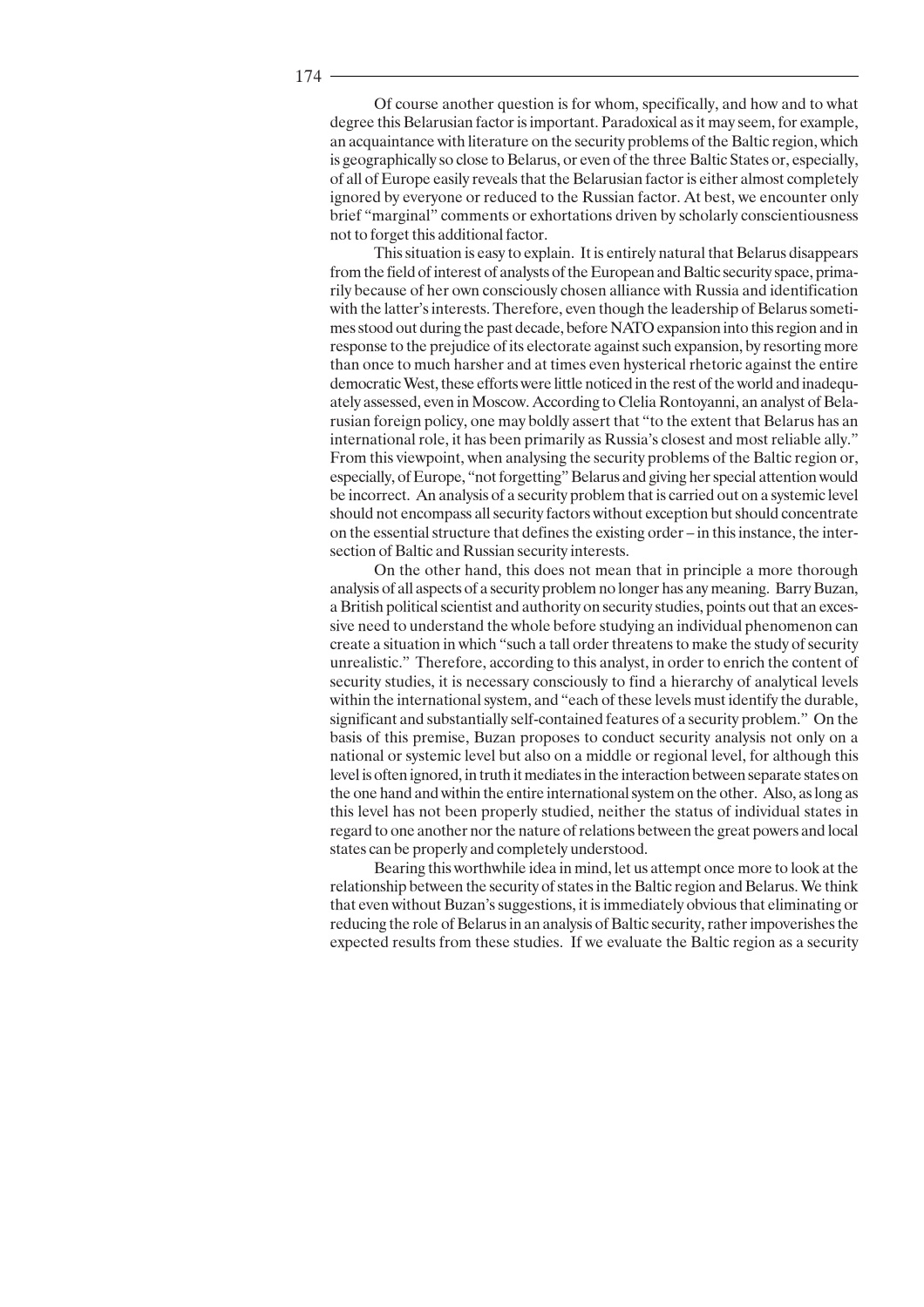Of course another question is for whom, specifically, and how and to what degree this Belarusian factor is important. Paradoxical as it may seem, for example, an acquaintance with literature on the security problems of the Baltic region, which is geographically so close to Belarus, or even of the three Baltic States or, especially, of all of Europe easily reveals that the Belarusian factor is either almost completely ignored by everyone or reduced to the Russian factor. At best, we encounter only brief "marginal" comments or exhortations driven by scholarly conscientiousness not to forget this additional factor.

This situation is easy to explain. It is entirely natural that Belarus disappears from the field of interest of analysts of the European and Baltic security space, primarily because of her own consciously chosen alliance with Russia and identification with the latter's interests. Therefore, even though the leadership of Belarus sometimes stood out during the past decade, before NATO expansion into this region and in response to the prejudice of its electorate against such expansion, by resorting more than once to much harsher and at times even hysterical rhetoric against the entire democratic West, these efforts were little noticed in the rest of the world and inadequately assessed, even in Moscow. According to Clelia Rontoyanni, an analyst of Belarusian foreign policy, one may boldly assert that "to the extent that Belarus has an international role, it has been primarily as Russia's closest and most reliable ally." From this viewpoint, when analysing the security problems of the Baltic region or, especially, of Europe, "not forgetting" Belarus and giving her special attention would be incorrect. An analysis of a security problem that is carried out on a systemic level should not encompass all security factors without exception but should concentrate on the essential structure that defines the existing order – in this instance, the intersection of Baltic and Russian security interests.

On the other hand, this does not mean that in principle a more thorough analysis of all aspects of a security problem no longer has any meaning. Barry Buzan, a British political scientist and authority on security studies, points out that an excessive need to understand the whole before studying an individual phenomenon can create a situation in which "such a tall order threatens to make the study of security unrealistic." Therefore, according to this analyst, in order to enrich the content of security studies, it is necessary consciously to find a hierarchy of analytical levels within the international system, and "each of these levels must identify the durable, significant and substantially self-contained features of a security problem." On the basis of this premise, Buzan proposes to conduct security analysis not only on a national or systemic level but also on a middle or regional level, for although this level is often ignored, in truth it mediates in the interaction between separate states on the one hand and within the entire international system on the other. Also, as long as this level has not been properly studied, neither the status of individual states in regard to one another nor the nature of relations between the great powers and local states can be properly and completely understood.

Bearing this worthwhile idea in mind, let us attempt once more to look at the relationship between the security of states in the Baltic region and Belarus. We think that even without Buzan's suggestions, it is immediately obvious that eliminating or reducing the role of Belarus in an analysis of Baltic security, rather impoverishes the expected results from these studies. If we evaluate the Baltic region as a security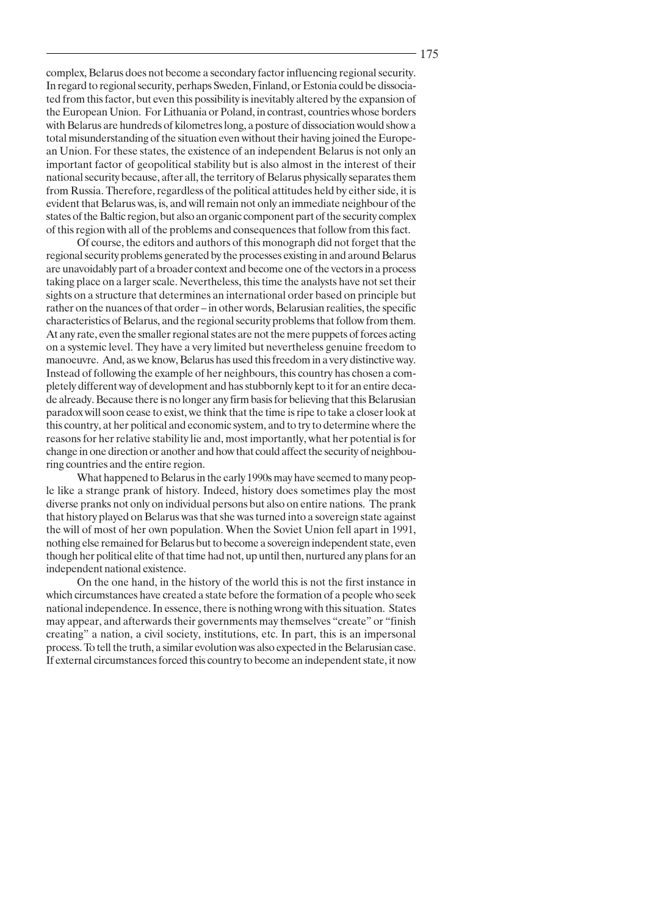complex, Belarus does not become a secondary factor influencing regional security. In regard to regional security, perhaps Sweden, Finland, or Estonia could be dissociated from this factor, but even this possibility is inevitably altered by the expansion of the European Union. For Lithuania or Poland, in contrast, countries whose borders with Belarus are hundreds of kilometres long, a posture of dissociation would show a total misunderstanding of the situation even without their having joined the European Union. For these states, the existence of an independent Belarus is not only an important factor of geopolitical stability but is also almost in the interest of their national security because, after all, the territory of Belarus physically separates them from Russia. Therefore, regardless of the political attitudes held by either side, it is evident that Belarus was, is, and will remain not only an immediate neighbour of the states of the Baltic region, but also an organic component part of the security complex of this region with all of the problems and consequences that follow from this fact.

Of course, the editors and authors of this monograph did not forget that the regional security problems generated by the processes existing in and around Belarus are unavoidably part of a broader context and become one of the vectors in a process taking place on a larger scale. Nevertheless, this time the analysts have not set their sights on a structure that determines an international order based on principle but rather on the nuances of that order – in other words, Belarusian realities, the specific characteristics of Belarus, and the regional security problems that follow from them. At any rate, even the smaller regional states are not the mere puppets of forces acting on a systemic level. They have a very limited but nevertheless genuine freedom to manoeuvre. And, as we know, Belarus has used this freedom in a very distinctive way. Instead of following the example of her neighbours, this country has chosen a completely different way of development and has stubbornly kept to it for an entire decade already. Because there is no longer any firm basis for believing that this Belarusian paradox will soon cease to exist, we think that the time is ripe to take a closer look at this country, at her political and economic system, and to try to determine where the reasons for her relative stability lie and, most importantly, what her potential is for change in one direction or another and how that could affect the security of neighbouring countries and the entire region.

What happened to Belarus in the early 1990s may have seemed to many people like a strange prank of history. Indeed, history does sometimes play the most diverse pranks not only on individual persons but also on entire nations. The prank that history played on Belarus was that she was turned into a sovereign state against the will of most of her own population. When the Soviet Union fell apart in 1991, nothing else remained for Belarus but to become a sovereign independent state, even though her political elite of that time had not, up until then, nurtured any plans for an independent national existence.

On the one hand, in the history of the world this is not the first instance in which circumstances have created a state before the formation of a people who seek national independence. In essence, there is nothing wrong with this situation. States may appear, and afterwards their governments may themselves "create" or "finish creating" a nation, a civil society, institutions, etc. In part, this is an impersonal process. To tell the truth, a similar evolution was also expected in the Belarusian case. If external circumstances forced this country to become an independent state, it now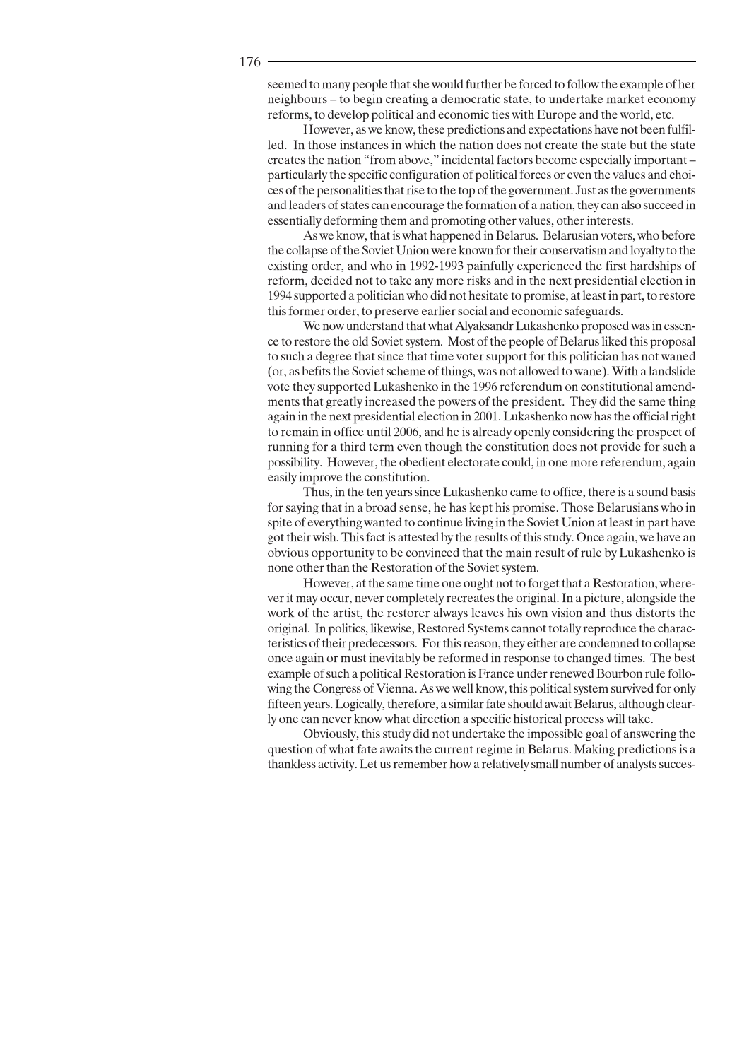seemed to many people that she would further be forced to follow the example of her neighbours – to begin creating a democratic state, to undertake market economy reforms, to develop political and economic ties with Europe and the world, etc.

However, as we know, these predictions and expectations have not been fulfilled. In those instances in which the nation does not create the state but the state creates the nation "from above," incidental factors become especially important – particularly the specific configuration of political forces or even the values and choices of the personalities that rise to the top of the government. Just as the governments and leaders of states can encourage the formation of a nation, they can also succeed in essentially deforming them and promoting other values, other interests.

As we know, that is what happened in Belarus. Belarusian voters, who before the collapse of the Soviet Union were known for their conservatism and loyalty to the existing order, and who in 1992-1993 painfully experienced the first hardships of reform, decided not to take any more risks and in the next presidential election in 1994 supported a politician who did not hesitate to promise, at least in part, to restore this former order, to preserve earlier social and economic safeguards.

We now understand that what Alyaksandr Lukashenko proposed was in essence to restore the old Soviet system. Most of the people of Belarus liked this proposal to such a degree that since that time voter support for this politician has not waned (or, as befits the Soviet scheme of things, was not allowed to wane). With a landslide vote they supported Lukashenko in the 1996 referendum on constitutional amendments that greatly increased the powers of the president. They did the same thing again in the next presidential election in 2001. Lukashenko now has the official right to remain in office until 2006, and he is already openly considering the prospect of running for a third term even though the constitution does not provide for such a possibility. However, the obedient electorate could, in one more referendum, again easily improve the constitution.

Thus, in the ten years since Lukashenko came to office, there is a sound basis for saying that in a broad sense, he has kept his promise. Those Belarusians who in spite of everything wanted to continue living in the Soviet Union at least in part have got their wish. This fact is attested by the results of this study. Once again, we have an obvious opportunity to be convinced that the main result of rule by Lukashenko is none other than the Restoration of the Soviet system.

However, at the same time one ought not to forget that a Restoration, wherever it may occur, never completely recreates the original. In a picture, alongside the work of the artist, the restorer always leaves his own vision and thus distorts the original. In politics, likewise, Restored Systems cannot totally reproduce the characteristics of their predecessors. For this reason, they either are condemned to collapse once again or must inevitably be reformed in response to changed times. The best example of such a political Restoration is France under renewed Bourbon rule following the Congress of Vienna. As we well know, this political system survived for only fifteen years. Logically, therefore, a similar fate should await Belarus, although clearly one can never know what direction a specific historical process will take.

Obviously, this study did not undertake the impossible goal of answering the question of what fate awaits the current regime in Belarus. Making predictions is a thankless activity. Let us remember how a relatively small number of analysts succes-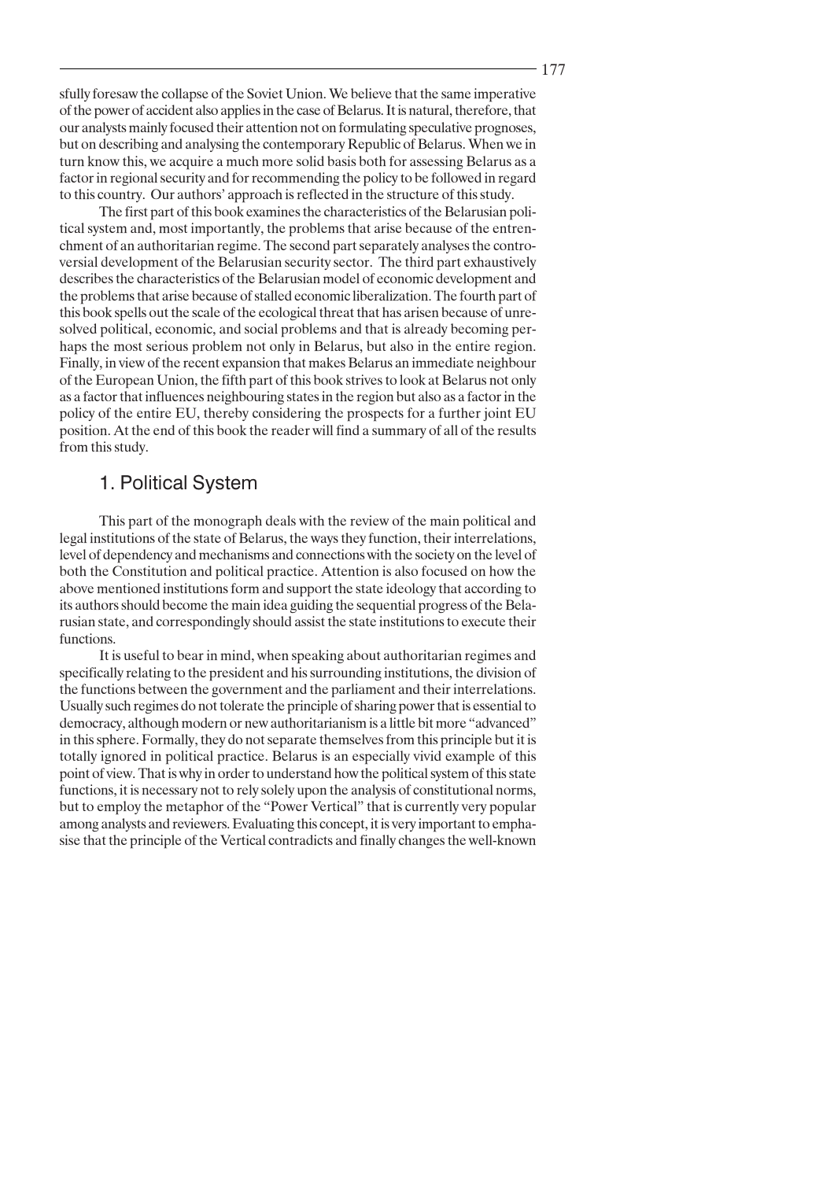sfully foresaw the collapse of the Soviet Union. We believe that the same imperative of the power of accident also applies in the case of Belarus. It is natural, therefore, that our analysts mainly focused their attention not on formulating speculative prognoses, but on describing and analysing the contemporary Republic of Belarus. When we in turn know this, we acquire a much more solid basis both for assessing Belarus as a factor in regional security and for recommending the policy to be followed in regard to this country. Our authors' approach is reflected in the structure of this study.

The first part of this book examines the characteristics of the Belarusian political system and, most importantly, the problems that arise because of the entrenchment of an authoritarian regime. The second part separately analyses the controversial development of the Belarusian security sector. The third part exhaustively describes the characteristics of the Belarusian model of economic development and the problems that arise because of stalled economic liberalization. The fourth part of this book spells out the scale of the ecological threat that has arisen because of unresolved political, economic, and social problems and that is already becoming perhaps the most serious problem not only in Belarus, but also in the entire region. Finally, in view of the recent expansion that makes Belarus an immediate neighbour of the European Union, the fifth part of this book strives to look at Belarus not only as a factor that influences neighbouring states in the region but also as a factor in the policy of the entire EU, thereby considering the prospects for a further joint EU position. At the end of this book the reader will find a summary of all of the results from this study.

## 1. Political System

This part of the monograph deals with the review of the main political and legal institutions of the state of Belarus, the ways they function, their interrelations, level of dependency and mechanisms and connections with the society on the level of both the Constitution and political practice. Attention is also focused on how the above mentioned institutions form and support the state ideology that according to its authors should become the main idea guiding the sequential progress of the Belarusian state, and correspondingly should assist the state institutions to execute their functions.

It is useful to bear in mind, when speaking about authoritarian regimes and specifically relating to the president and his surrounding institutions, the division of the functions between the government and the parliament and their interrelations. Usually such regimes do not tolerate the principle of sharing power that is essential to democracy, although modern or new authoritarianism is a little bit more "advanced" in this sphere. Formally, they do not separate themselves from this principle but it is totally ignored in political practice. Belarus is an especially vivid example of this point of view. That is why in order to understand how the political system of this state functions, it is necessary not to rely solely upon the analysis of constitutional norms, but to employ the metaphor of the "Power Vertical" that is currently very popular among analysts and reviewers. Evaluating this concept, it is very important to emphasise that the principle of the Vertical contradicts and finally changes the well-known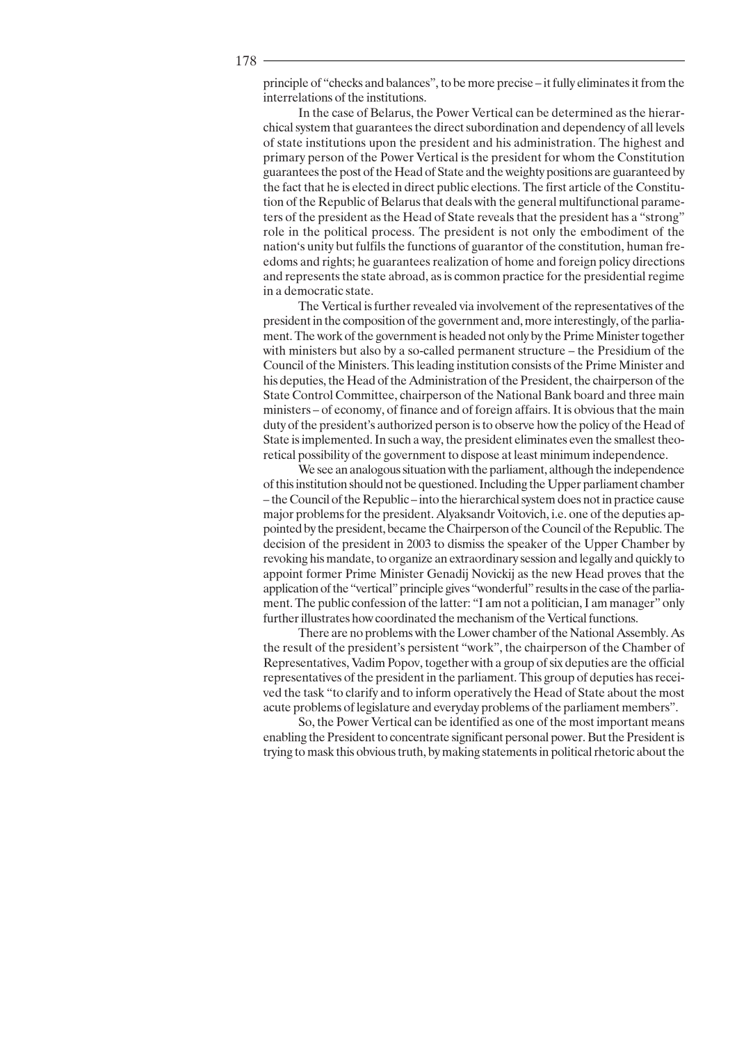principle of "checks and balances", to be more precise – it fully eliminates it from the interrelations of the institutions.

In the case of Belarus, the Power Vertical can be determined as the hierarchical system that guarantees the direct subordination and dependency of all levels of state institutions upon the president and his administration. The highest and primary person of the Power Vertical is the president for whom the Constitution guarantees the post of the Head of State and the weighty positions are guaranteed by the fact that he is elected in direct public elections. The first article of the Constitution of the Republic of Belarus that deals with the general multifunctional parameters of the president as the Head of State reveals that the president has a "strong" role in the political process. The president is not only the embodiment of the nation's unity but fulfils the functions of guarantor of the constitution, human freedoms and rights; he guarantees realization of home and foreign policy directions and represents the state abroad, as is common practice for the presidential regime in a democratic state.

The Vertical is further revealed via involvement of the representatives of the president in the composition of the government and, more interestingly, of the parliament. The work of the government is headed not only by the Prime Minister together with ministers but also by a so-called permanent structure – the Presidium of the Council of the Ministers. This leading institution consists of the Prime Minister and his deputies, the Head of the Administration of the President, the chairperson of the State Control Committee, chairperson of the National Bank board and three main ministers – of economy, of finance and of foreign affairs. It is obvious that the main duty of the president's authorized person is to observe how the policy of the Head of State is implemented. In such a way, the president eliminates even the smallest theoretical possibility of the government to dispose at least minimum independence.

We see an analogous situation with the parliament, although the independence of this institution should not be questioned. Including the Upper parliament chamber – the Council of the Republic – into the hierarchical system does not in practice cause major problems for the president. Alyaksandr Voitovich, i.e. one of the deputies appointed by the president, became the Chairperson of the Council of the Republic. The decision of the president in 2003 to dismiss the speaker of the Upper Chamber by revoking his mandate, to organize an extraordinary session and legally and quickly to appoint former Prime Minister Genadij Novickij as the new Head proves that the application of the "vertical" principle gives "wonderful" results in the case of the parliament. The public confession of the latter: "I am not a politician, I am manager" only further illustrates how coordinated the mechanism of the Vertical functions.

There are no problems with the Lower chamber of the National Assembly. As the result of the president's persistent "work", the chairperson of the Chamber of Representatives, Vadim Popov, together with a group of six deputies are the official representatives of the president in the parliament. This group of deputies has received the task "to clarify and to inform operatively the Head of State about the most acute problems of legislature and everyday problems of the parliament members".

So, the Power Vertical can be identified as one of the most important means enabling the President to concentrate significant personal power. But the President is trying to mask this obvious truth, by making statements in political rhetoric about the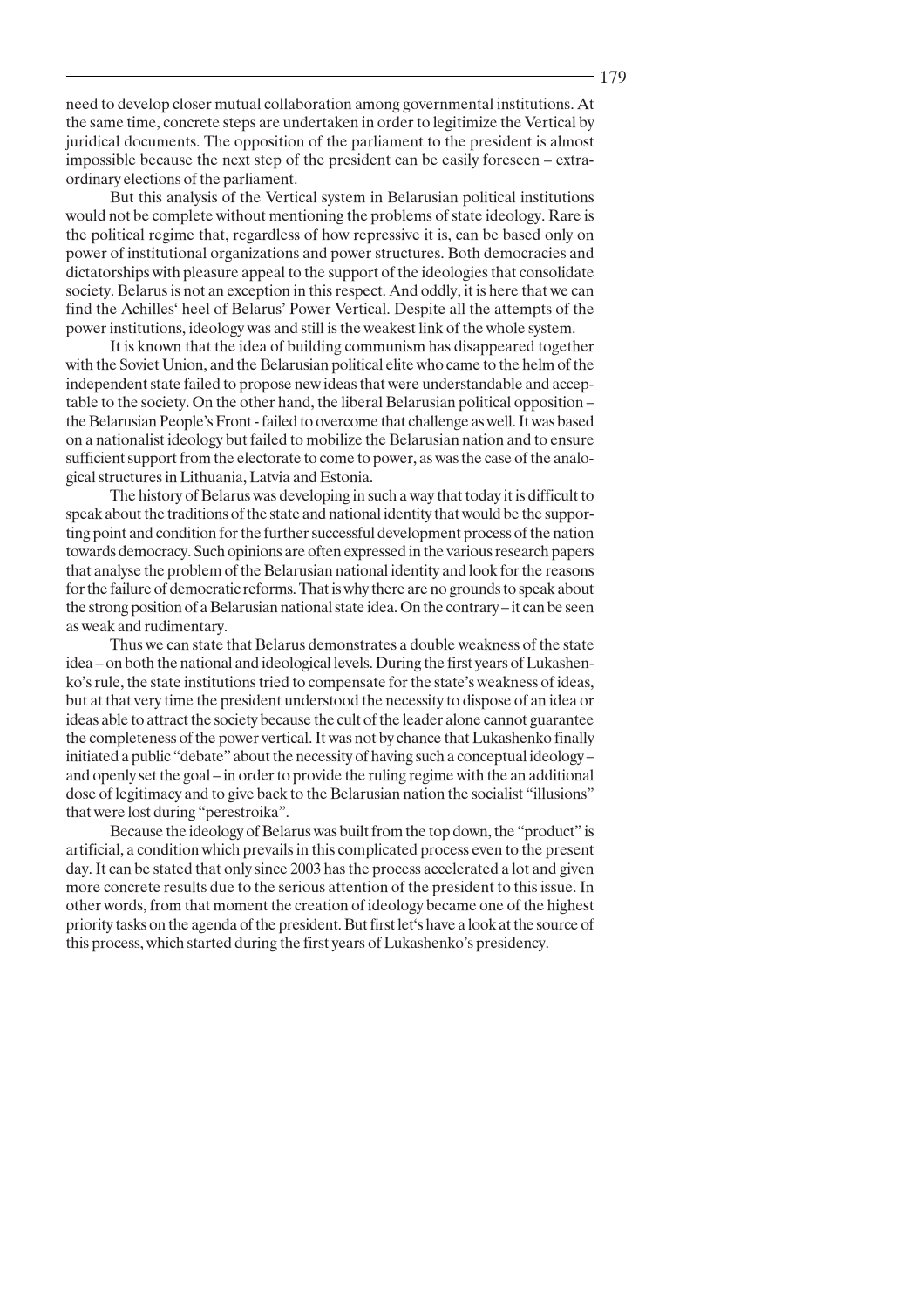need to develop closer mutual collaboration among governmental institutions. At the same time, concrete steps are undertaken in order to legitimize the Vertical by juridical documents. The opposition of the parliament to the president is almost impossible because the next step of the president can be easily foreseen – extraordinary elections of the parliament.

But this analysis of the Vertical system in Belarusian political institutions would not be complete without mentioning the problems of state ideology. Rare is the political regime that, regardless of how repressive it is, can be based only on power of institutional organizations and power structures. Both democracies and dictatorships with pleasure appeal to the support of the ideologies that consolidate society. Belarus is not an exception in this respect. And oddly, it is here that we can find the Achilles' heel of Belarus' Power Vertical. Despite all the attempts of the power institutions, ideology was and still is the weakest link of the whole system.

It is known that the idea of building communism has disappeared together with the Soviet Union, and the Belarusian political elite who came to the helm of the independent state failed to propose new ideas that were understandable and acceptable to the society. On the other hand, the liberal Belarusian political opposition – the Belarusian People's Front - failed to overcome that challenge as well. It was based on a nationalist ideology but failed to mobilize the Belarusian nation and to ensure sufficient support from the electorate to come to power, as was the case of the analogical structures in Lithuania, Latvia and Estonia.

The history of Belarus was developing in such a way that today it is difficult to speak about the traditions of the state and national identity that would be the supporting point and condition for the further successful development process of the nation towards democracy. Such opinions are often expressed in the various research papers that analyse the problem of the Belarusian national identity and look for the reasons for the failure of democratic reforms. That is why there are no grounds to speak about the strong position of a Belarusian national state idea. On the contrary – it can be seen as weak and rudimentary.

Thus we can state that Belarus demonstrates a double weakness of the state idea – on both the national and ideological levels. During the first years of Lukashenko's rule, the state institutions tried to compensate for the state's weakness of ideas, but at that very time the president understood the necessity to dispose of an idea or ideas able to attract the society because the cult of the leader alone cannot guarantee the completeness of the power vertical. It was not by chance that Lukashenko finally initiated a public "debate" about the necessity of having such a conceptual ideology – and openly set the goal – in order to provide the ruling regime with the an additional dose of legitimacy and to give back to the Belarusian nation the socialist "illusions" that were lost during "perestroika".

Because the ideology of Belarus was built from the top down, the "product" is artificial, a condition which prevails in this complicated process even to the present day. It can be stated that only since 2003 has the process accelerated a lot and given more concrete results due to the serious attention of the president to this issue. In other words, from that moment the creation of ideology became one of the highest priority tasks on the agenda of the president. But first let's have a look at the source of this process, which started during the first years of Lukashenko's presidency.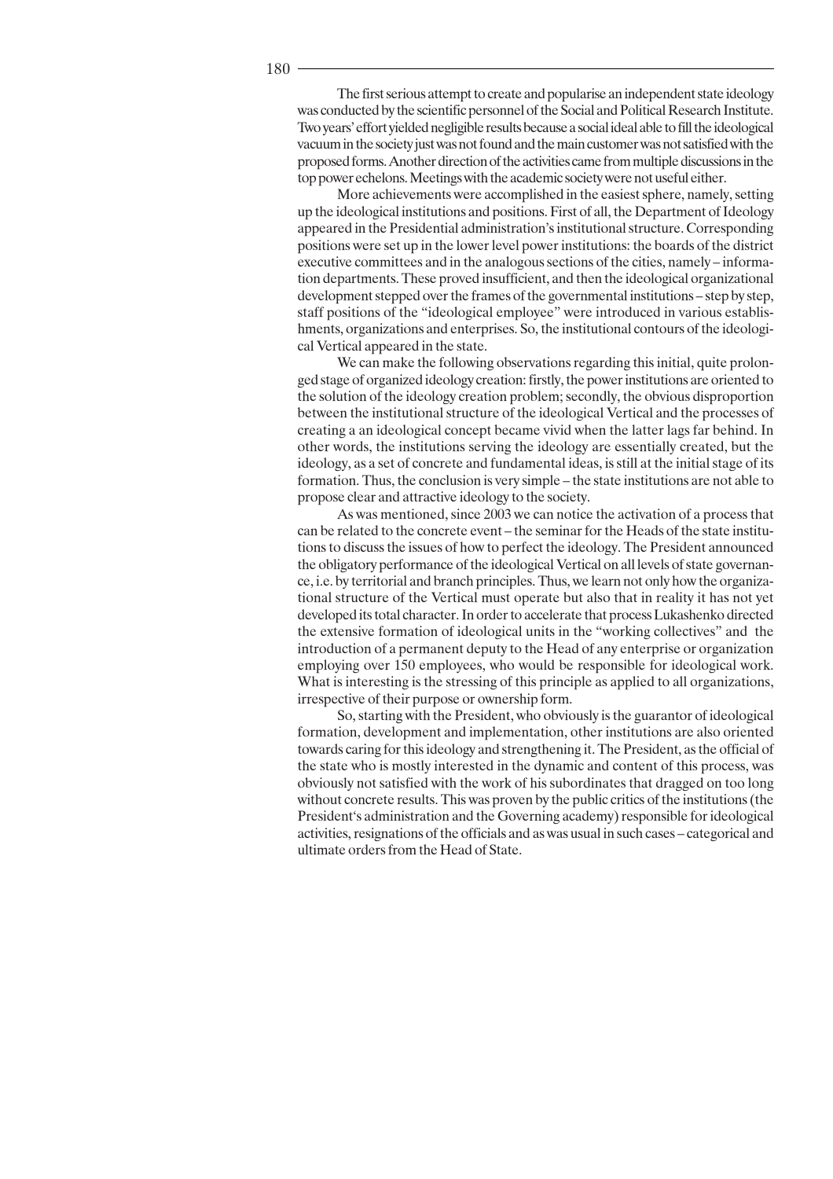The first serious attempt to create and popularise an independent state ideology was conducted by the scientific personnel of the Social and Political Research Institute. Two years' effort yielded negligible results because a social ideal able to fill the ideological vacuum in the society just was not found and the main customer was not satisfied with the proposed forms. Another direction of the activities came from multiple discussions in the top power echelons. Meetings with the academic society were not useful either.

More achievements were accomplished in the easiest sphere, namely, setting up the ideological institutions and positions. First of all, the Department of Ideology appeared in the Presidential administration's institutional structure. Corresponding positions were set up in the lower level power institutions: the boards of the district executive committees and in the analogous sections of the cities, namely – information departments. These proved insufficient, and then the ideological organizational development stepped over the frames of the governmental institutions – step by step, staff positions of the "ideological employee" were introduced in various establishments, organizations and enterprises. So, the institutional contours of the ideological Vertical appeared in the state.

We can make the following observations regarding this initial, quite prolonged stage of organized ideology creation: firstly, the power institutions are oriented to the solution of the ideology creation problem; secondly, the obvious disproportion between the institutional structure of the ideological Vertical and the processes of creating a an ideological concept became vivid when the latter lags far behind. In other words, the institutions serving the ideology are essentially created, but the ideology, as a set of concrete and fundamental ideas, is still at the initial stage of its formation. Thus, the conclusion is very simple – the state institutions are not able to propose clear and attractive ideology to the society.

As was mentioned, since 2003 we can notice the activation of a process that can be related to the concrete event – the seminar for the Heads of the state institutions to discuss the issues of how to perfect the ideology. The President announced the obligatory performance of the ideological Vertical on all levels of state governance, i.e. by territorial and branch principles. Thus, we learn not only how the organizational structure of the Vertical must operate but also that in reality it has not yet developed its total character. In order to accelerate that process Lukashenko directed the extensive formation of ideological units in the "working collectives" and the introduction of a permanent deputy to the Head of any enterprise or organization employing over 150 employees, who would be responsible for ideological work. What is interesting is the stressing of this principle as applied to all organizations, irrespective of their purpose or ownership form.

So, starting with the President, who obviously is the guarantor of ideological formation, development and implementation, other institutions are also oriented towards caring for this ideology and strengthening it. The President, as the official of the state who is mostly interested in the dynamic and content of this process, was obviously not satisfied with the work of his subordinates that dragged on too long without concrete results. This was proven by the public critics of the institutions (the President's administration and the Governing academy) responsible for ideological activities, resignations of the officials and as was usual in such cases – categorical and ultimate orders from the Head of State.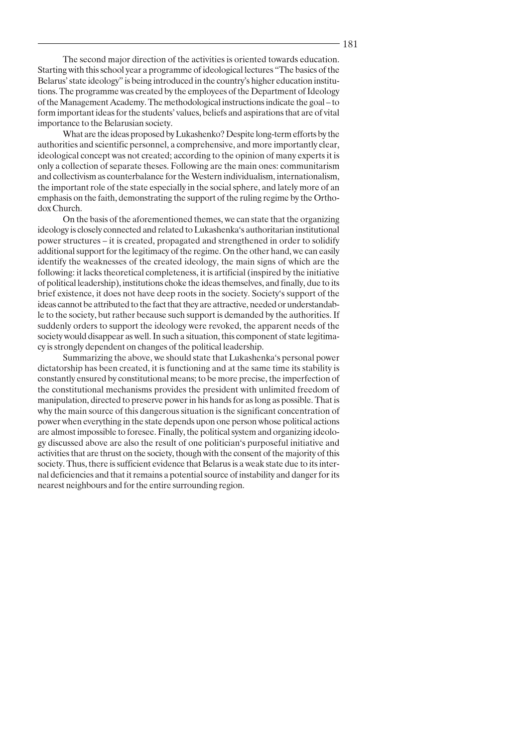The second major direction of the activities is oriented towards education. Starting with this school year a programme of ideological lectures "The basics of the Belarus' state ideology" is being introduced in the country's higher education institutions. The programme was created by the employees of the Department of Ideology of the Management Academy. The methodological instructions indicate the goal – to form important ideas for the students' values, beliefs and aspirations that are of vital importance to the Belarusian society.

What are the ideas proposed by Lukashenko? Despite long-term efforts by the authorities and scientific personnel, a comprehensive, and more importantly clear, ideological concept was not created; according to the opinion of many experts it is only a collection of separate theses. Following are the main ones: communitarism and collectivism as counterbalance for the Western individualism, internationalism, the important role of the state especially in the social sphere, and lately more of an emphasis on the faith, demonstrating the support of the ruling regime by the Orthodox Church.

On the basis of the aforementioned themes, we can state that the organizing ideology is closely connected and related to Lukashenka's authoritarian institutional power structures – it is created, propagated and strengthened in order to solidify additional support for the legitimacy of the regime. On the other hand, we can easily identify the weaknesses of the created ideology, the main signs of which are the following: it lacks theoretical completeness, it is artificial (inspired by the initiative of political leadership), institutions choke the ideas themselves, and finally, due to its brief existence, it does not have deep roots in the society. Society's support of the ideas cannot be attributed to the fact that they are attractive, needed or understandable to the society, but rather because such support is demanded by the authorities. If suddenly orders to support the ideology were revoked, the apparent needs of the society would disappear as well. In such a situation, this component of state legitimacy is strongly dependent on changes of the political leadership.

Summarizing the above, we should state that Lukashenka's personal power dictatorship has been created, it is functioning and at the same time its stability is constantly ensured by constitutional means; to be more precise, the imperfection of the constitutional mechanisms provides the president with unlimited freedom of manipulation, directed to preserve power in his hands for as long as possible. That is why the main source of this dangerous situation is the significant concentration of power when everything in the state depends upon one person whose political actions are almost impossible to foresee. Finally, the political system and organizing ideology discussed above are also the result of one politician's purposeful initiative and activities that are thrust on the society, though with the consent of the majority of this society. Thus, there is sufficient evidence that Belarus is a weak state due to its internal deficiencies and that it remains a potential source of instability and danger for its nearest neighbours and for the entire surrounding region.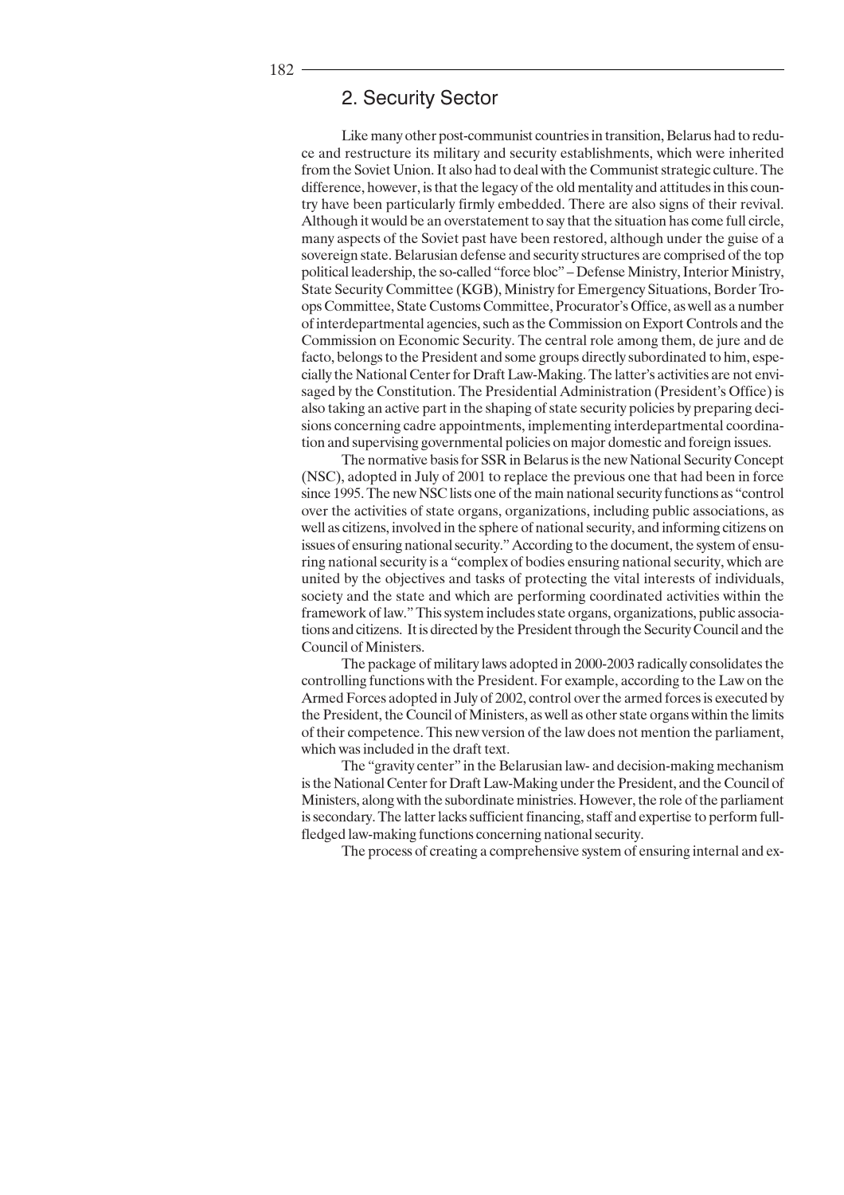## 2. Security Sector

Like many other post-communist countries in transition, Belarus had to reduce and restructure its military and security establishments, which were inherited from the Soviet Union. It also had to deal with the Communist strategic culture. The difference, however, is that the legacy of the old mentality and attitudes in this country have been particularly firmly embedded. There are also signs of their revival. Although it would be an overstatement to say that the situation has come full circle, many aspects of the Soviet past have been restored, although under the guise of a sovereign state. Belarusian defense and security structures are comprised of the top political leadership, the so-called "force bloc" – Defense Ministry, Interior Ministry, State Security Committee (KGB), Ministry for Emergency Situations, Border Troops Committee, State Customs Committee, Procurator's Office, as well as a number of interdepartmental agencies, such as the Commission on Export Controls and the Commission on Economic Security. The central role among them, de jure and de facto, belongs to the President and some groups directly subordinated to him, especially the National Center for Draft Law-Making. The latter's activities are not envisaged by the Constitution. The Presidential Administration (President's Office) is also taking an active part in the shaping of state security policies by preparing decisions concerning cadre appointments, implementing interdepartmental coordination and supervising governmental policies on major domestic and foreign issues.

The normative basis for SSR in Belarus is the new National Security Concept (NSC), adopted in July of 2001 to replace the previous one that had been in force since 1995. The new NSC lists one of the main national security functions as "control over the activities of state organs, organizations, including public associations, as well as citizens, involved in the sphere of national security, and informing citizens on issues of ensuring national security." According to the document, the system of ensuring national security is a "complex of bodies ensuring national security, which are united by the objectives and tasks of protecting the vital interests of individuals, society and the state and which are performing coordinated activities within the framework of law." This system includes state organs, organizations, public associations and citizens. It is directed by the President through the Security Council and the Council of Ministers.

The package of military laws adopted in 2000-2003 radically consolidates the controlling functions with the President. For example, according to the Law on the Armed Forces adopted in July of 2002, control over the armed forces is executed by the President, the Council of Ministers, as well as other state organs within the limits of their competence. This new version of the law does not mention the parliament, which was included in the draft text.

The "gravity center" in the Belarusian law- and decision-making mechanism is the National Center for Draft Law-Making under the President, and the Council of Ministers, along with the subordinate ministries. However, the role of the parliament is secondary. The latter lacks sufficient financing, staff and expertise to perform full-fledged law-making functions concerning national security.

The process of creating a comprehensive system of ensuring internal and ex-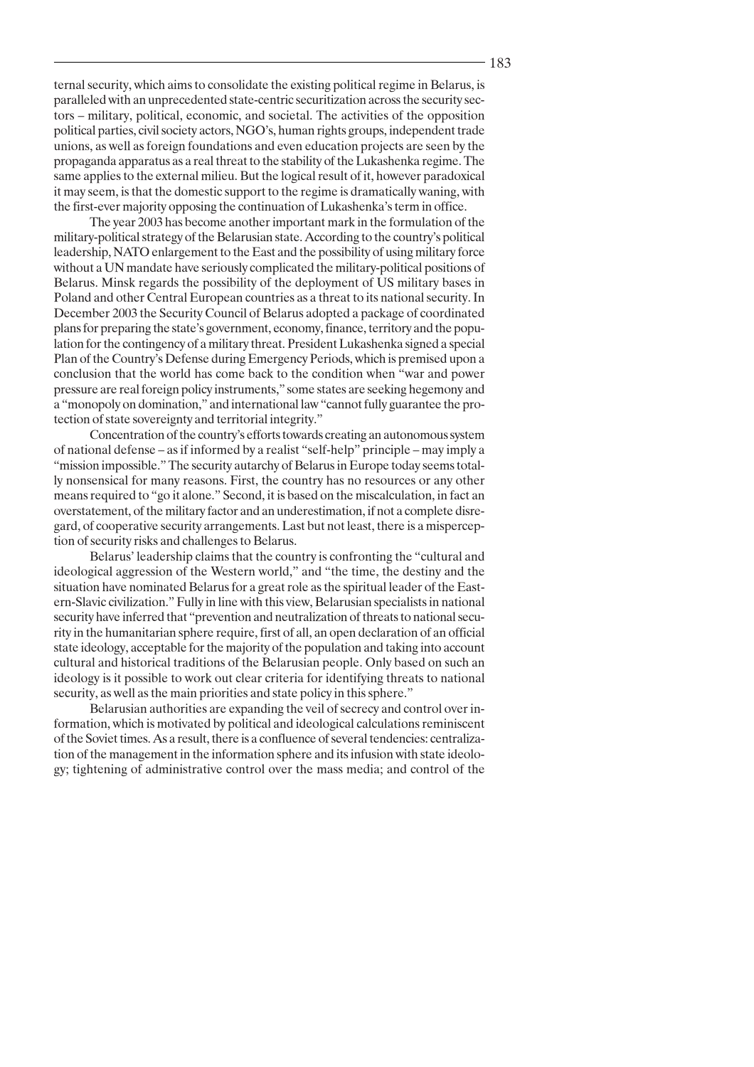ternal security, which aims to consolidate the existing political regime in Belarus, is paralleled with an unprecedented state-centric securitization across the security sectors – military, political, economic, and societal. The activities of the opposition political parties, civil society actors, NGO's, human rights groups, independent trade unions, as well as foreign foundations and even education projects are seen by the propaganda apparatus as a real threat to the stability of the Lukashenka regime. The same applies to the external milieu. But the logical result of it, however paradoxical it may seem, is that the domestic support to the regime is dramatically waning, with the first-ever majority opposing the continuation of Lukashenka's term in office.

The year 2003 has become another important mark in the formulation of the military-political strategy of the Belarusian state. According to the country's political leadership, NATO enlargement to the East and the possibility of using military force without a UN mandate have seriously complicated the military-political positions of Belarus. Minsk regards the possibility of the deployment of US military bases in Poland and other Central European countries as a threat to its national security. In December 2003 the Security Council of Belarus adopted a package of coordinated plans for preparing the state's government, economy, finance, territory and the population for the contingency of a military threat. President Lukashenka signed a special Plan of the Country's Defense during Emergency Periods, which is premised upon a conclusion that the world has come back to the condition when "war and power pressure are real foreign policy instruments," some states are seeking hegemony and a "monopoly on domination," and international law "cannot fully guarantee the protection of state sovereignty and territorial integrity."

Concentration of the country's efforts towards creating an autonomous system of national defense – as if informed by a realist "self-help" principle – may imply a "mission impossible." The security autarchy of Belarus in Europe today seems totally nonsensical for many reasons. First, the country has no resources or any other means required to "go it alone." Second, it is based on the miscalculation, in fact an overstatement, of the military factor and an underestimation, if not a complete disregard, of cooperative security arrangements. Last but not least, there is a misperception of security risks and challenges to Belarus.

Belarus' leadership claims that the country is confronting the "cultural and ideological aggression of the Western world," and "the time, the destiny and the situation have nominated Belarus for a great role as the spiritual leader of the Eastern-Slavic civilization." Fully in line with this view, Belarusian specialists in national security have inferred that "prevention and neutralization of threats to national security in the humanitarian sphere require, first of all, an open declaration of an official state ideology, acceptable for the majority of the population and taking into account cultural and historical traditions of the Belarusian people. Only based on such an ideology is it possible to work out clear criteria for identifying threats to national security, as well as the main priorities and state policy in this sphere."

Belarusian authorities are expanding the veil of secrecy and control over information, which is motivated by political and ideological calculations reminiscent of the Soviet times. As a result, there is a confluence of several tendencies: centralization of the management in the information sphere and its infusion with state ideology; tightening of administrative control over the mass media; and control of the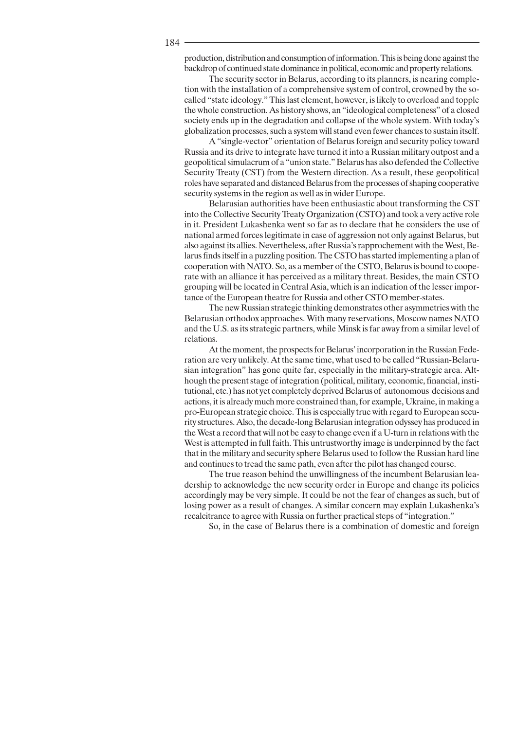production, distribution and consumption of information. This is being done against the backdrop of continued state dominance in political, economic and property relations.

The security sector in Belarus, according to its planners, is nearing completion with the installation of a comprehensive system of control, crowned by the so-called "state ideology." This last element, however, is likely to overload and topple the whole construction. As history shows, an "ideological completeness" of a closed society ends up in the degradation and collapse of the whole system. With today's globalization processes, such a system will stand even fewer chances to sustain itself.

A "single-vector" orientation of Belarus foreign and security policy toward Russia and its drive to integrate have turned it into a Russian military outpost and a geopolitical simulacrum of a "union state." Belarus has also defended the Collective Security Treaty (CST) from the Western direction. As a result, these geopolitical roles have separated and distanced Belarus from the processes of shaping cooperative security systems in the region as well as in wider Europe.

Belarusian authorities have been enthusiastic about transforming the CST into the Collective Security Treaty Organization (CSTO) and took a very active role in it. President Lukashenka went so far as to declare that he considers the use of national armed forces legitimate in case of aggression not only against Belarus, but also against its allies. Nevertheless, after Russia's rapprochement with the West, Belarus finds itself in a puzzling position. The CSTO has started implementing a plan of cooperation with NATO. So, as a member of the CSTO, Belarus is bound to cooperate with an alliance it has perceived as a military threat. Besides, the main CSTO grouping will be located in Central Asia, which is an indication of the lesser importance of the European theatre for Russia and other CSTO member-states.

The new Russian strategic thinking demonstrates other asymmetries with the Belarusian orthodox approaches. With many reservations, Moscow names NATO and the U.S. as its strategic partners, while Minsk is far away from a similar level of relations.

At the moment, the prospects for Belarus' incorporation in the Russian Federation are very unlikely. At the same time, what used to be called "Russian-Belarusian integration" has gone quite far, especially in the military-strategic area. Although the present stage of integration (political, military, economic, financial, institutional, etc.) has not yet completely deprived Belarus of autonomous decisions and actions, it is already much more constrained than, for example, Ukraine, in making a pro-European strategic choice. This is especially true with regard to European security structures. Also, the decade-long Belarusian integration odyssey has produced in the West a record that will not be easy to change even if a U-turn in relations with the West is attempted in full faith. This untrustworthy image is underpinned by the fact that in the military and security sphere Belarus used to follow the Russian hard line and continues to tread the same path, even after the pilot has changed course.

The true reason behind the unwillingness of the incumbent Belarusian leadership to acknowledge the new security order in Europe and change its policies accordingly may be very simple. It could be not the fear of changes as such, but of losing power as a result of changes. A similar concern may explain Lukashenka's recalcitrance to agree with Russia on further practical steps of "integration."

So, in the case of Belarus there is a combination of domestic and foreign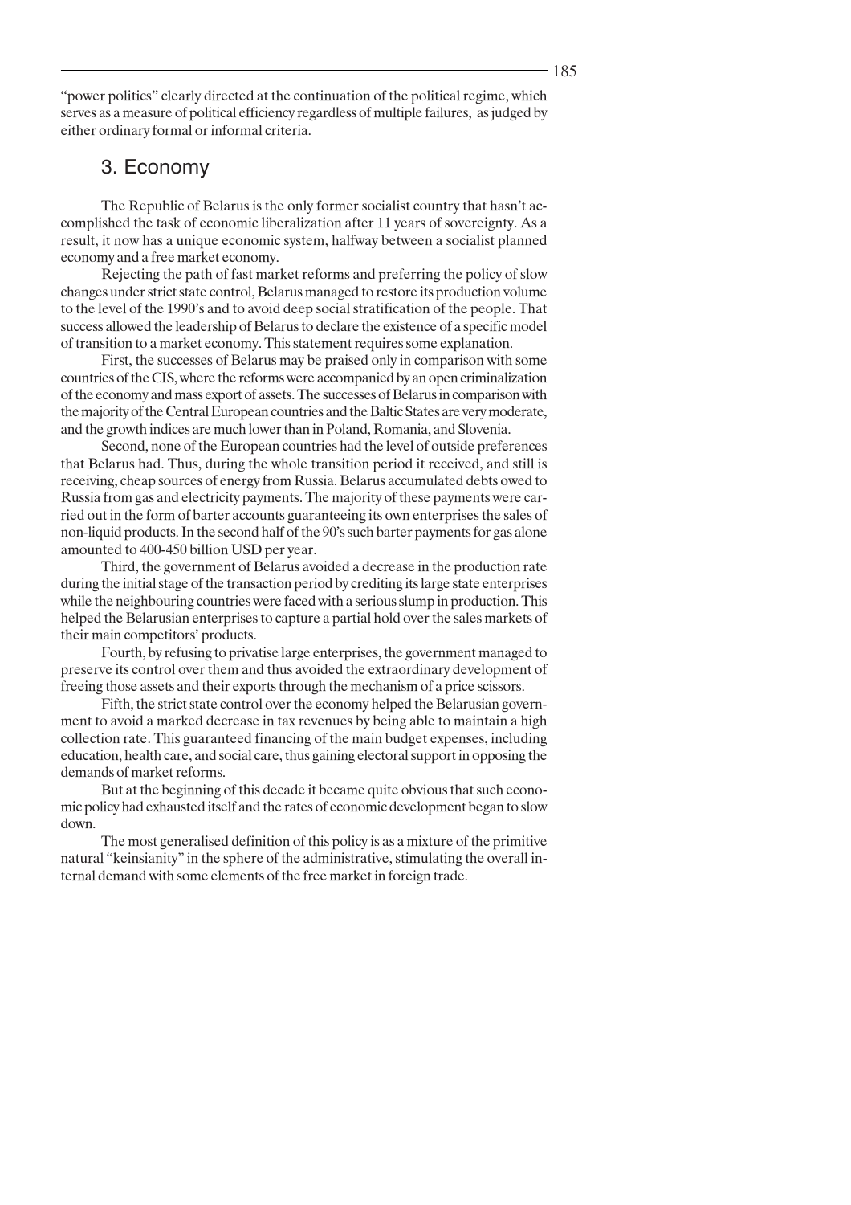"power politics" clearly directed at the continuation of the political regime, which serves as a measure of political efficiency regardless of multiple failures, as judged by either ordinary formal or informal criteria.

## 3. Economy

The Republic of Belarus is the only former socialist country that hasn't accomplished the task of economic liberalization after 11 years of sovereignty. As a result, it now has a unique economic system, halfway between a socialist planned economy and a free market economy.

Rejecting the path of fast market reforms and preferring the policy of slow changes under strict state control, Belarus managed to restore its production volume to the level of the 1990's and to avoid deep social stratification of the people. That success allowed the leadership of Belarus to declare the existence of a specific model of transition to a market economy. This statement requires some explanation.

First, the successes of Belarus may be praised only in comparison with some countries of the CIS, where the reforms were accompanied by an open criminalization of the economy and mass export of assets. The successes of Belarus in comparison with the majority of the Central European countries and the Baltic States are very moderate, and the growth indices are much lower than in Poland, Romania, and Slovenia.

Second, none of the European countries had the level of outside preferences that Belarus had. Thus, during the whole transition period it received, and still is receiving, cheap sources of energy from Russia. Belarus accumulated debts owed to Russia from gas and electricity payments. The majority of these payments were carried out in the form of barter accounts guaranteeing its own enterprises the sales of non-liquid products. In the second half of the 90's such barter payments for gas alone amounted to 400-450 billion USD per year.

Third, the government of Belarus avoided a decrease in the production rate during the initial stage of the transaction period by crediting its large state enterprises while the neighbouring countries were faced with a serious slump in production. This helped the Belarusian enterprises to capture a partial hold over the sales markets of their main competitors' products.

Fourth, by refusing to privatise large enterprises, the government managed to preserve its control over them and thus avoided the extraordinary development of freeing those assets and their exports through the mechanism of a price scissors.

Fifth, the strict state control over the economy helped the Belarusian government to avoid a marked decrease in tax revenues by being able to maintain a high collection rate. This guaranteed financing of the main budget expenses, including education, health care, and social care, thus gaining electoral support in opposing the demands of market reforms.

But at the beginning of this decade it became quite obvious that such economic policy had exhausted itself and the rates of economic development began to slow down.

The most generalised definition of this policy is as a mixture of the primitive natural "keinsianity" in the sphere of the administrative, stimulating the overall internal demand with some elements of the free market in foreign trade.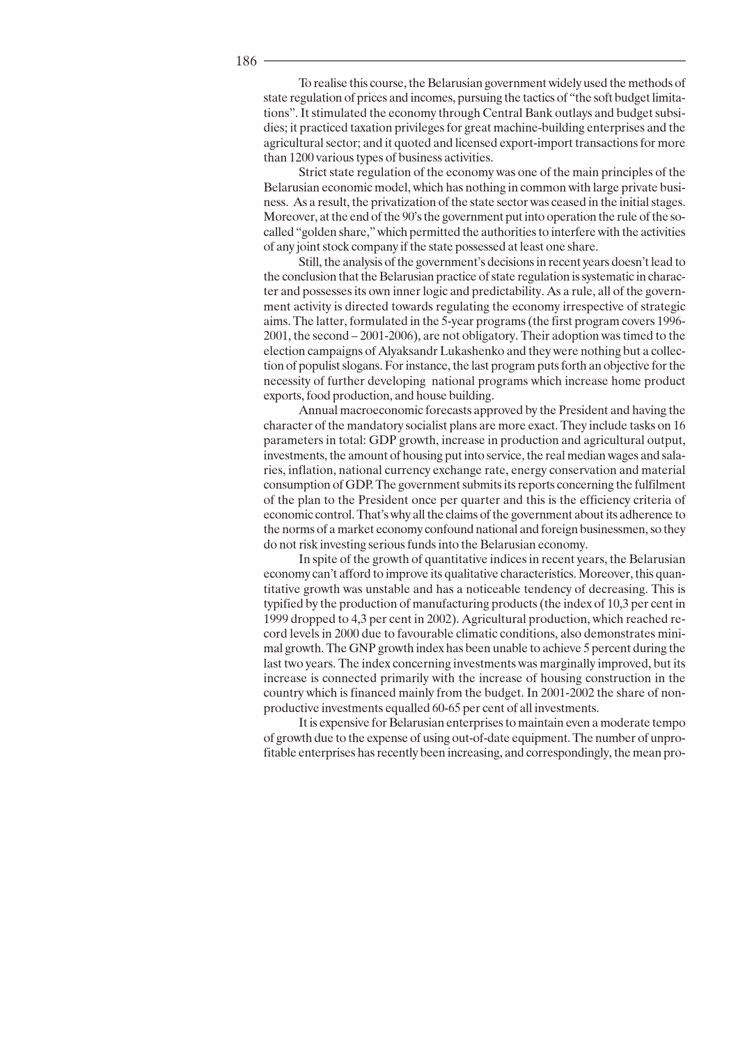To realise this course, the Belarusian government widely used the methods of state regulation of prices and incomes, pursuing the tactics of "the soft budget limitations". It stimulated the economy through Central Bank outlays and budget subsidies; it practiced taxation privileges for great machine-building enterprises and the agricultural sector; and it quoted and licensed export-import transactions for more than 1200 various types of business activities.

Strict state regulation of the economy was one of the main principles of the Belarusian economic model, which has nothing in common with large private business. As a result, the privatization of the state sector was ceased in the initial stages. Moreover, at the end of the 90's the government put into operation the rule of the so-called "golden share," which permitted the authorities to interfere with the activities of any joint stock company if the state possessed at least one share.

Still, the analysis of the government's decisions in recent years doesn't lead to the conclusion that the Belarusian practice of state regulation is systematic in character and possesses its own inner logic and predictability. As a rule, all of the government activity is directed towards regulating the economy irrespective of strategic aims. The latter, formulated in the 5-year programs (the first program covers 1996-2001, the second – 2001-2006), are not obligatory. Their adoption was timed to the election campaigns of Alyaksandr Lukashenko and they were nothing but a collection of populist slogans. For instance, the last program puts forth an objective for the necessity of further developing national programs which increase home product exports, food production, and house building.

Annual macroeconomic forecasts approved by the President and having the character of the mandatory socialist plans are more exact. They include tasks on 16 parameters in total: GDP growth, increase in production and agricultural output, investments, the amount of housing put into service, the real median wages and salaries, inflation, national currency exchange rate, energy conservation and material consumption of GDP. The government submits its reports concerning the fulfilment of the plan to the President once per quarter and this is the efficiency criteria of economic control. That's why all the claims of the government about its adherence to the norms of a market economy confound national and foreign businessmen, so they do not risk investing serious funds into the Belarusian economy.

In spite of the growth of quantitative indices in recent years, the Belarusian economy can't afford to improve its qualitative characteristics. Moreover, this quantitative growth was unstable and has a noticeable tendency of decreasing. This is typified by the production of manufacturing products (the index of 10,3 per cent in 1999 dropped to 4,3 per cent in 2002). Agricultural production, which reached record levels in 2000 due to favourable climatic conditions, also demonstrates minimal growth. The GNP growth index has been unable to achieve 5 percent during the last two years. The index concerning investments was marginally improved, but its increase is connected primarily with the increase of housing construction in the country which is financed mainly from the budget. In 2001-2002 the share of non-productive investments equalled 60-65 per cent of all investments.

It is expensive for Belarusian enterprises to maintain even a moderate tempo of growth due to the expense of using out-of-date equipment. The number of unprofitable enterprises has recently been increasing, and correspondingly, the mean pro-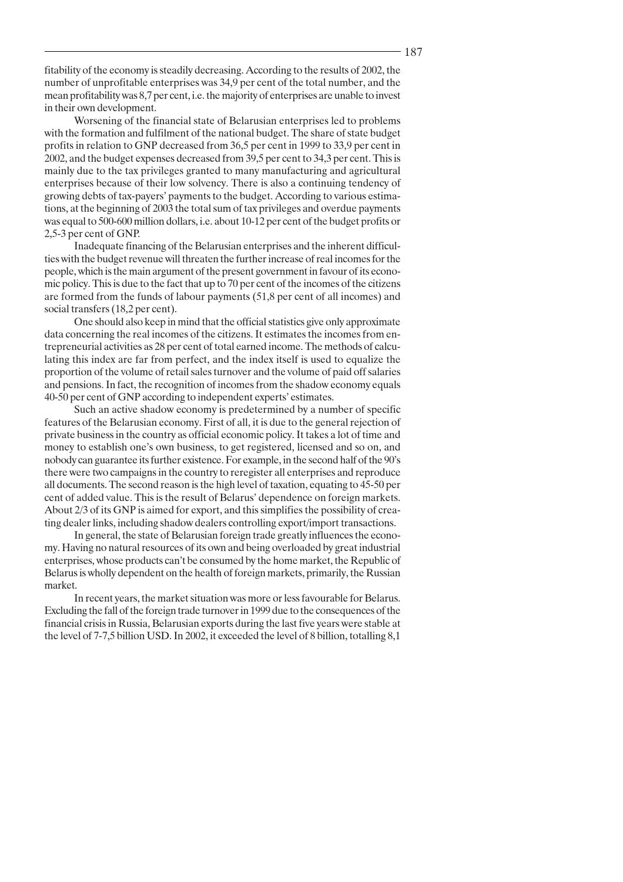fitability of the economy is steadily decreasing. According to the results of 2002, the number of unprofitable enterprises was 34,9 per cent of the total number, and the mean profitability was 8,7 per cent, i.e. the majority of enterprises are unable to invest in their own development.

Worsening of the financial state of Belarusian enterprises led to problems with the formation and fulfilment of the national budget. The share of state budget profits in relation to GNP decreased from 36,5 per cent in 1999 to 33,9 per cent in 2002, and the budget expenses decreased from 39,5 per cent to 34,3 per cent. This is mainly due to the tax privileges granted to many manufacturing and agricultural enterprises because of their low solvency. There is also a continuing tendency of growing debts of tax-payers' payments to the budget. According to various estimations, at the beginning of 2003 the total sum of tax privileges and overdue payments was equal to 500-600 million dollars, i.e. about 10-12 per cent of the budget profits or 2,5-3 per cent of GNP.

Inadequate financing of the Belarusian enterprises and the inherent difficulties with the budget revenue will threaten the further increase of real incomes for the people, which is the main argument of the present government in favour of its economic policy. This is due to the fact that up to 70 per cent of the incomes of the citizens are formed from the funds of labour payments (51,8 per cent of all incomes) and social transfers (18,2 per cent).

One should also keep in mind that the official statistics give only approximate data concerning the real incomes of the citizens. It estimates the incomes from entrepreneurial activities as 28 per cent of total earned income. The methods of calculating this index are far from perfect, and the index itself is used to equalize the proportion of the volume of retail sales turnover and the volume of paid off salaries and pensions. In fact, the recognition of incomes from the shadow economy equals 40-50 per cent of GNP according to independent experts' estimates.

Such an active shadow economy is predetermined by a number of specific features of the Belarusian economy. First of all, it is due to the general rejection of private business in the country as official economic policy. It takes a lot of time and money to establish one's own business, to get registered, licensed and so on, and nobody can guarantee its further existence. For example, in the second half of the 90's there were two campaigns in the country to reregister all enterprises and reproduce all documents. The second reason is the high level of taxation, equating to 45-50 per cent of added value. This is the result of Belarus' dependence on foreign markets. About 2/3 of its GNP is aimed for export, and this simplifies the possibility of creating dealer links, including shadow dealers controlling export/import transactions.

In general, the state of Belarusian foreign trade greatly influences the economy. Having no natural resources of its own and being overloaded by great industrial enterprises, whose products can't be consumed by the home market, the Republic of Belarus is wholly dependent on the health of foreign markets, primarily, the Russian market.

In recent years, the market situation was more or less favourable for Belarus. Excluding the fall of the foreign trade turnover in 1999 due to the consequences of the financial crisis in Russia, Belarusian exports during the last five years were stable at the level of 7-7,5 billion USD. In 2002, it exceeded the level of 8 billion, totalling 8,1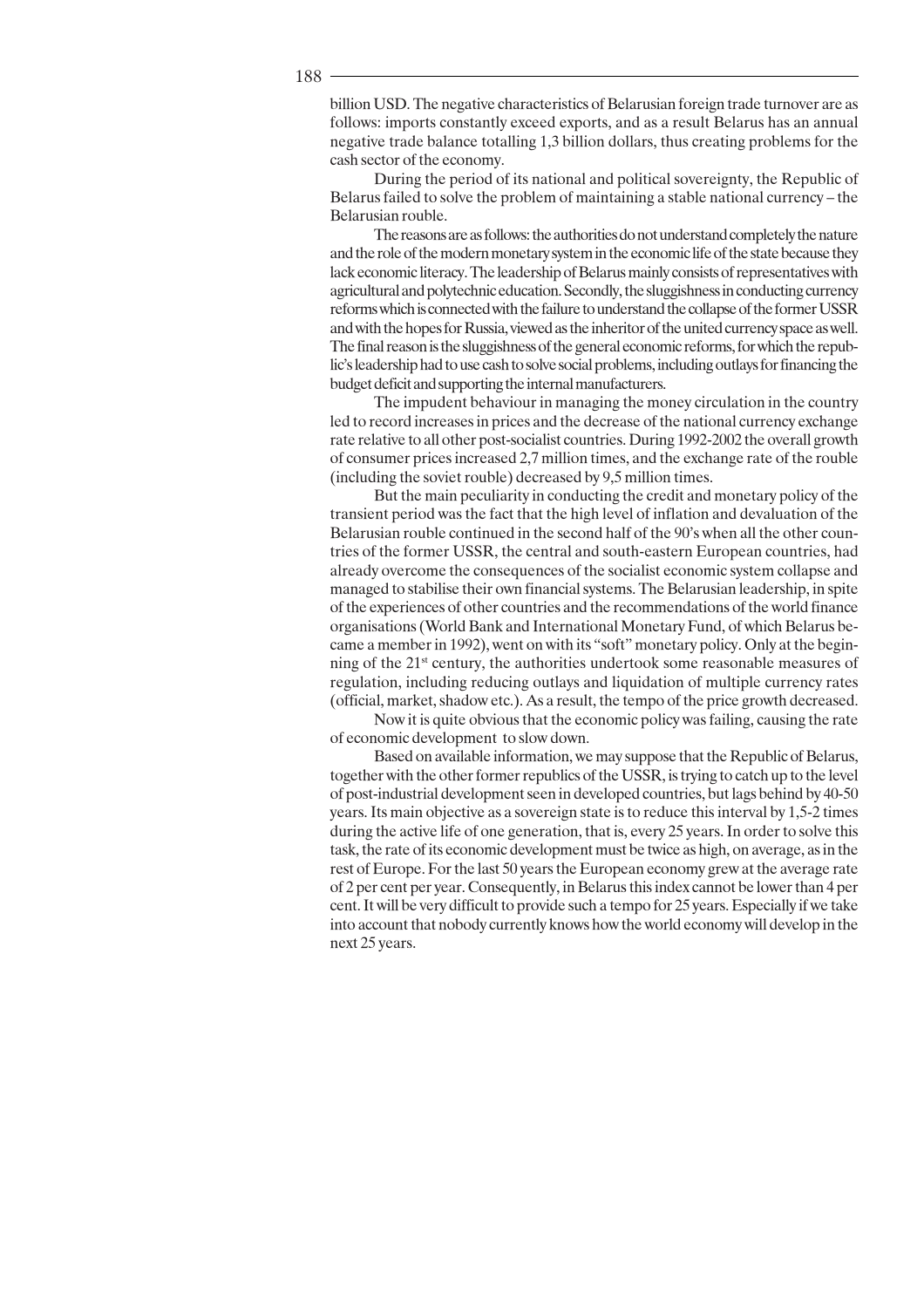billion USD. The negative characteristics of Belarusian foreign trade turnover are as follows: imports constantly exceed exports, and as a result Belarus has an annual negative trade balance totalling 1,3 billion dollars, thus creating problems for the cash sector of the economy.

During the period of its national and political sovereignty, the Republic of Belarus failed to solve the problem of maintaining a stable national currency – the Belarusian rouble.

The reasons are as follows: the authorities do not understand completely the nature and the role of the modern monetary system in the economic life of the state because they lack economic literacy. The leadership of Belarus mainly consists of representatives with agricultural and polytechnic education. Secondly, the sluggishness in conducting currency reforms which is connected with the failure to understand the collapse of the former USSR and with the hopes for Russia, viewed as the inheritor of the united currency space as well. The final reason is the sluggishness of the general economic reforms, for which the republic's leadership had to use cash to solve social problems, including outlays for financing the budget deficit and supporting the internal manufacturers.

The impudent behaviour in managing the money circulation in the country led to record increases in prices and the decrease of the national currency exchange rate relative to all other post-socialist countries. During 1992-2002 the overall growth of consumer prices increased 2,7 million times, and the exchange rate of the rouble (including the soviet rouble) decreased by 9,5 million times.

But the main peculiarity in conducting the credit and monetary policy of the transient period was the fact that the high level of inflation and devaluation of the Belarusian rouble continued in the second half of the 90's when all the other countries of the former USSR, the central and south-eastern European countries, had already overcome the consequences of the socialist economic system collapse and managed to stabilise their own financial systems. The Belarusian leadership, in spite of the experiences of other countries and the recommendations of the world finance organisations (World Bank and International Monetary Fund, of which Belarus became a member in 1992), went on with its "soft" monetary policy. Only at the beginning of the 21st century, the authorities undertook some reasonable measures of regulation, including reducing outlays and liquidation of multiple currency rates (official, market, shadow etc.). As a result, the tempo of the price growth decreased.

Now it is quite obvious that the economic policy was failing, causing the rate of economic development to slow down.

Based on available information, we may suppose that the Republic of Belarus, together with the other former republics of the USSR, is trying to catch up to the level of post-industrial development seen in developed countries, but lags behind by 40-50 years. Its main objective as a sovereign state is to reduce this interval by 1,5-2 times during the active life of one generation, that is, every 25 years. In order to solve this task, the rate of its economic development must be twice as high, on average, as in the rest of Europe. For the last 50 years the European economy grew at the average rate of 2 per cent per year. Consequently, in Belarus this index cannot be lower than 4 per cent. It will be very difficult to provide such a tempo for 25 years. Especially if we take into account that nobody currently knows how the world economy will develop in the next 25 years.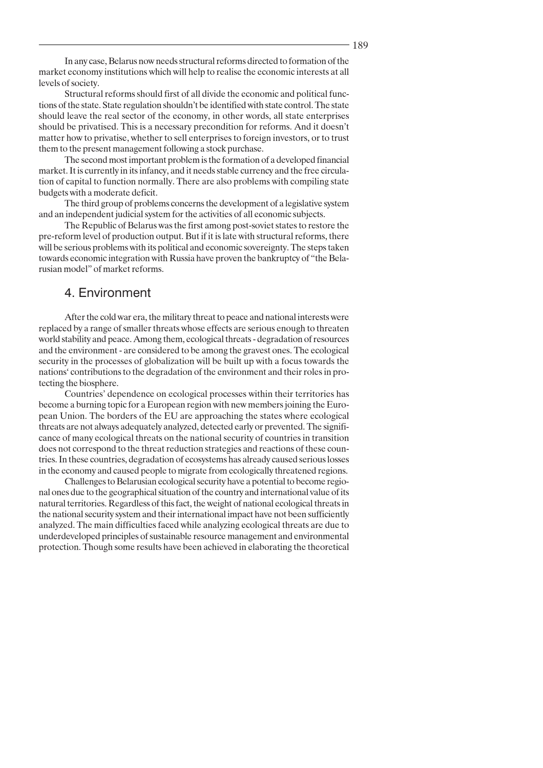In any case, Belarus now needs structural reforms directed to formation of the market economy institutions which will help to realise the economic interests at all levels of society.

Structural reforms should first of all divide the economic and political functions of the state. State regulation shouldn't be identified with state control. The state should leave the real sector of the economy, in other words, all state enterprises should be privatised. This is a necessary precondition for reforms. And it doesn't matter how to privatise, whether to sell enterprises to foreign investors, or to trust them to the present management following a stock purchase.

The second most important problem is the formation of a developed financial market. It is currently in its infancy, and it needs stable currency and the free circulation of capital to function normally. There are also problems with compiling state budgets with a moderate deficit.

The third group of problems concerns the development of a legislative system and an independent judicial system for the activities of all economic subjects.

The Republic of Belarus was the first among post-soviet states to restore the pre-reform level of production output. But if it is late with structural reforms, there will be serious problems with its political and economic sovereignty. The steps taken towards economic integration with Russia have proven the bankruptcy of "the Belarusian model" of market reforms.

## 4. Environment

After the cold war era, the military threat to peace and national interests were replaced by a range of smaller threats whose effects are serious enough to threaten world stability and peace. Among them, ecological threats - degradation of resources and the environment - are considered to be among the gravest ones. The ecological security in the processes of globalization will be built up with a focus towards the nations' contributions to the degradation of the environment and their roles in protecting the biosphere.

Countries' dependence on ecological processes within their territories has become a burning topic for a European region with new members joining the European Union. The borders of the EU are approaching the states where ecological threats are not always adequately analyzed, detected early or prevented. The significance of many ecological threats on the national security of countries in transition does not correspond to the threat reduction strategies and reactions of these countries. In these countries, degradation of ecosystems has already caused serious losses in the economy and caused people to migrate from ecologically threatened regions.

Challenges to Belarusian ecological security have a potential to become regional ones due to the geographical situation of the country and international value of its natural territories. Regardless of this fact, the weight of national ecological threats in the national security system and their international impact have not been sufficiently analyzed. The main difficulties faced while analyzing ecological threats are due to underdeveloped principles of sustainable resource management and environmental protection. Though some results have been achieved in elaborating the theoretical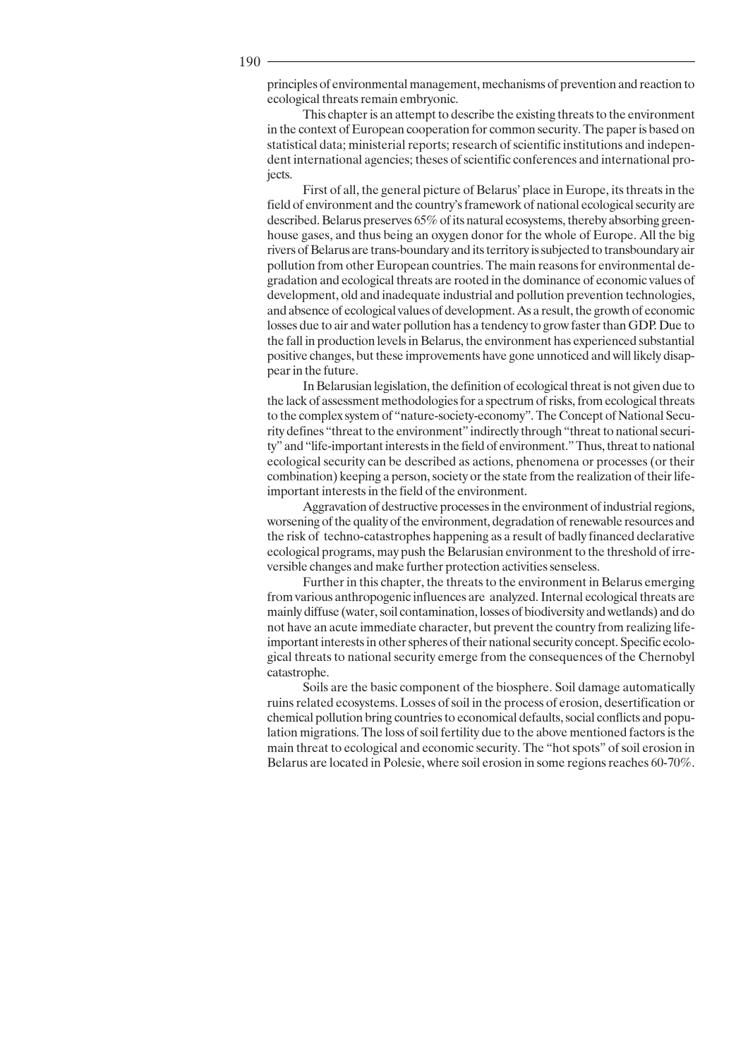principles of environmental management, mechanisms of prevention and reaction to ecological threats remain embryonic.

This chapter is an attempt to describe the existing threats to the environment in the context of European cooperation for common security. The paper is based on statistical data; ministerial reports; research of scientific institutions and independent international agencies; theses of scientific conferences and international projects.

First of all, the general picture of Belarus' place in Europe, its threats in the field of environment and the country's framework of national ecological security are described. Belarus preserves 65% of its natural ecosystems, thereby absorbing greenhouse gases, and thus being an oxygen donor for the whole of Europe. All the big rivers of Belarus are trans-boundary and its territory is subjected to transboundary air pollution from other European countries. The main reasons for environmental degradation and ecological threats are rooted in the dominance of economic values of development, old and inadequate industrial and pollution prevention technologies, and absence of ecological values of development. As a result, the growth of economic losses due to air and water pollution has a tendency to grow faster than GDP. Due to the fall in production levels in Belarus, the environment has experienced substantial positive changes, but these improvements have gone unnoticed and will likely disappear in the future.

In Belarusian legislation, the definition of ecological threat is not given due to the lack of assessment methodologies for a spectrum of risks, from ecological threats to the complex system of "nature-society-economy". The Concept of National Security defines "threat to the environment" indirectly through "threat to national security" and "life-important interests in the field of environment." Thus, threat to national ecological security can be described as actions, phenomena or processes (or their combination) keeping a person, society or the state from the realization of their life-important interests in the field of the environment.

Aggravation of destructive processes in the environment of industrial regions, worsening of the quality of the environment, degradation of renewable resources and the risk of techno-catastrophes happening as a result of badly financed declarative ecological programs, may push the Belarusian environment to the threshold of irreversible changes and make further protection activities senseless.

Further in this chapter, the threats to the environment in Belarus emerging from various anthropogenic influences are analyzed. Internal ecological threats are mainly diffuse (water, soil contamination, losses of biodiversity and wetlands) and do not have an acute immediate character, but prevent the country from realizing life-important interests in other spheres of their national security concept. Specific ecological threats to national security emerge from the consequences of the Chernobyl catastrophe.

Soils are the basic component of the biosphere. Soil damage automatically ruins related ecosystems. Losses of soil in the process of erosion, desertification or chemical pollution bring countries to economical defaults, social conflicts and population migrations. The loss of soil fertility due to the above mentioned factors is the main threat to ecological and economic security. The "hot spots" of soil erosion in Belarus are located in Polesie, where soil erosion in some regions reaches 60-70%.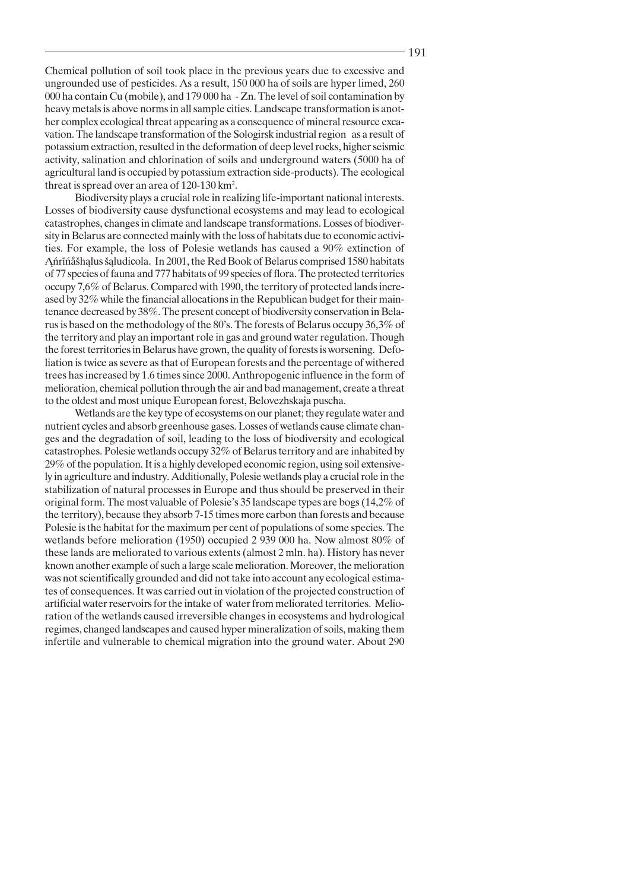Chemical pollution of soil took place in the previous years due to excessive and ungrounded use of pesticides. As a result, 150 000 ha of soils are hyper limed, 260 000 ha contain Cu (mobile), and 179 000 ha - Zn. The level of soil contamination by heavy metals is above norms in all sample cities. Landscape transformation is another complex ecological threat appearing as a consequence of mineral resource excavation. The landscape transformation of the Sologirsk industrial region as a result of potassium extraction, resulted in the deformation of deep level rocks, higher seismic activity, salination and chlorination of soils and underground waters (5000 ha of agricultural land is occupied by potassium extraction side-products). The ecological threat is spread over an area of 120-130 km$^2$.

Biodiversity plays a crucial role in realizing life-important national interests. Losses of biodiversity cause dysfunctional ecosystems and may lead to ecological catastrophes, changes in climate and landscape transformations. Losses of biodiversity in Belarus are connected mainly with the loss of habitats due to economic activities. For example, the loss of Polesie wetlands has caused a 90% extinction of Ąŕrīńåšhąlus šąludicola. In 2001, the Red Book of Belarus comprised 1580 habitats of 77 species of fauna and 777 habitats of 99 species of flora. The protected territories occupy 7,6% of Belarus. Compared with 1990, the territory of protected lands increased by 32% while the financial allocations in the Republican budget for their maintenance decreased by 38%. The present concept of biodiversity conservation in Belarus is based on the methodology of the 80's. The forests of Belarus occupy 36,3% of the territory and play an important role in gas and ground water regulation. Though the forest territories in Belarus have grown, the quality of forests is worsening. Defoliation is twice as severe as that of European forests and the percentage of withered trees has increased by 1.6 times since 2000. Anthropogenic influence in the form of melioration, chemical pollution through the air and bad management, create a threat to the oldest and most unique European forest, Belovezhskaja puscha.

Wetlands are the key type of ecosystems on our planet; they regulate water and nutrient cycles and absorb greenhouse gases. Losses of wetlands cause climate changes and the degradation of soil, leading to the loss of biodiversity and ecological catastrophes. Polesie wetlands occupy 32% of Belarus territory and are inhabited by 29% of the population. It is a highly developed economic region, using soil extensively in agriculture and industry. Additionally, Polesie wetlands play a crucial role in the stabilization of natural processes in Europe and thus should be preserved in their original form. The most valuable of Polesie's 35 landscape types are bogs (14,2% of the territory), because they absorb 7-15 times more carbon than forests and because Polesie is the habitat for the maximum per cent of populations of some species. The wetlands before melioration (1950) occupied 2 939 000 ha. Now almost 80% of these lands are meliorated to various extents (almost 2 mln. ha). History has never known another example of such a large scale melioration. Moreover, the melioration was not scientifically grounded and did not take into account any ecological estimates of consequences. It was carried out in violation of the projected construction of artificial water reservoirs for the intake of water from meliorated territories. Melioration of the wetlands caused irreversible changes in ecosystems and hydrological regimes, changed landscapes and caused hyper mineralization of soils, making them infertile and vulnerable to chemical migration into the ground water. About 290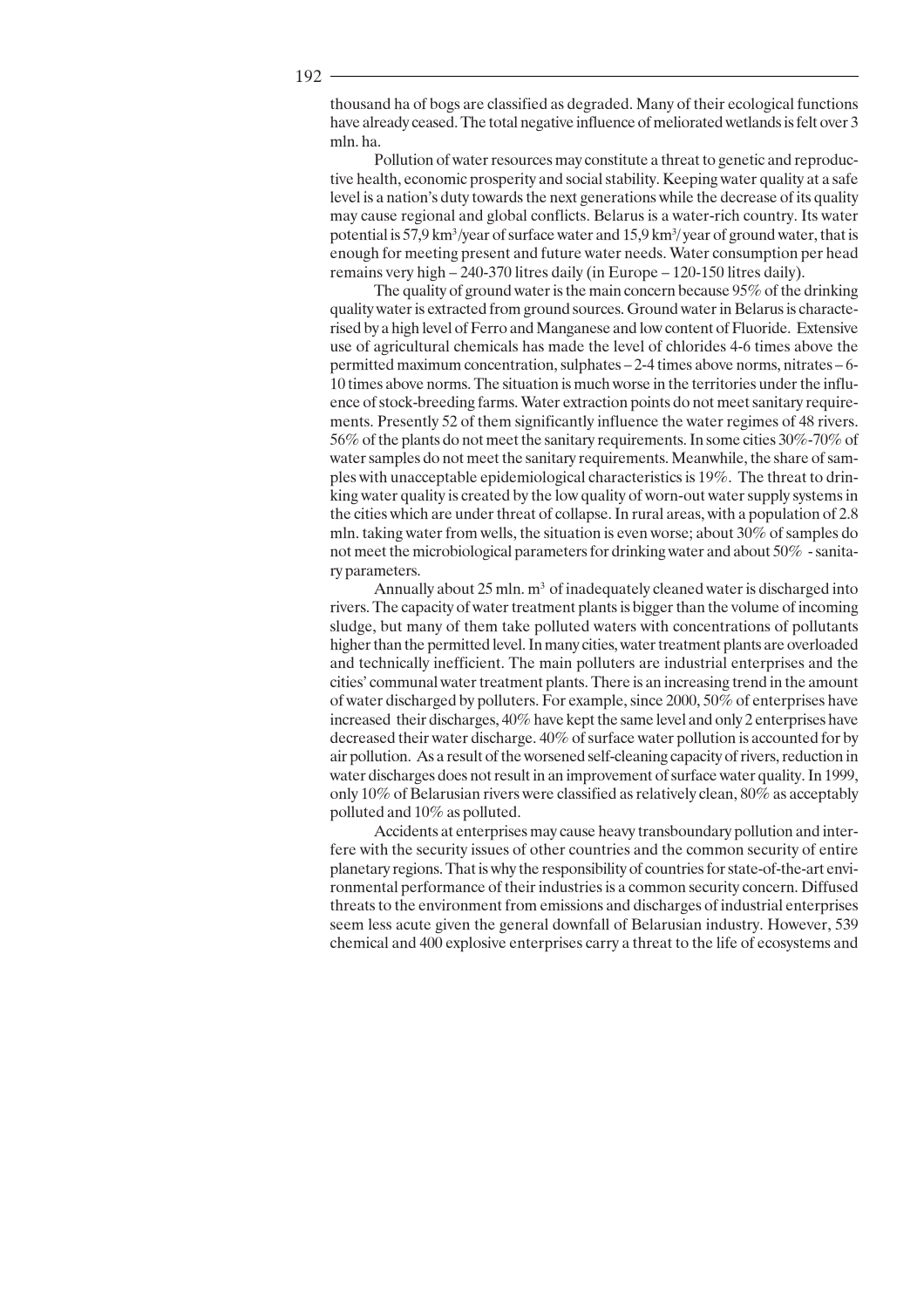thousand ha of bogs are classified as degraded. Many of their ecological functions have already ceased. The total negative influence of meliorated wetlands is felt over 3 mln. ha.

Pollution of water resources may constitute a threat to genetic and reproductive health, economic prosperity and social stability. Keeping water quality at a safe level is a nation's duty towards the next generations while the decrease of its quality may cause regional and global conflicts. Belarus is a water-rich country. Its water potential is 57,9 km$^3$/year of surface water and 15,9 km$^3$/ year of ground water, that is enough for meeting present and future water needs. Water consumption per head remains very high – 240-370 litres daily (in Europe – 120-150 litres daily).

The quality of ground water is the main concern because 95% of the drinking quality water is extracted from ground sources. Ground water in Belarus is characterised by a high level of Ferro and Manganese and low content of Fluoride. Extensive use of agricultural chemicals has made the level of chlorides 4-6 times above the permitted maximum concentration, sulphates – 2-4 times above norms, nitrates – 6-10 times above norms. The situation is much worse in the territories under the influence of stock-breeding farms. Water extraction points do not meet sanitary requirements. Presently 52 of them significantly influence the water regimes of 48 rivers. 56% of the plants do not meet the sanitary requirements. In some cities 30%-70% of water samples do not meet the sanitary requirements. Meanwhile, the share of samples with unacceptable epidemiological characteristics is 19%. The threat to drinking water quality is created by the low quality of worn-out water supply systems in the cities which are under threat of collapse. In rural areas, with a population of 2.8 mln. taking water from wells, the situation is even worse; about 30% of samples do not meet the microbiological parameters for drinking water and about 50% - sanitary parameters.

Annually about 25 mln. m$^3$ of inadequately cleaned water is discharged into rivers. The capacity of water treatment plants is bigger than the volume of incoming sludge, but many of them take polluted waters with concentrations of pollutants higher than the permitted level. In many cities, water treatment plants are overloaded and technically inefficient. The main polluters are industrial enterprises and the cities' communal water treatment plants. There is an increasing trend in the amount of water discharged by polluters. For example, since 2000, 50% of enterprises have increased their discharges, 40% have kept the same level and only 2 enterprises have decreased their water discharge. 40% of surface water pollution is accounted for by air pollution. As a result of the worsened self-cleaning capacity of rivers, reduction in water discharges does not result in an improvement of surface water quality. In 1999, only 10% of Belarusian rivers were classified as relatively clean, 80% as acceptably polluted and 10% as polluted.

Accidents at enterprises may cause heavy transboundary pollution and interfere with the security issues of other countries and the common security of entire planetary regions. That is why the responsibility of countries for state-of-the-art environmental performance of their industries is a common security concern. Diffused threats to the environment from emissions and discharges of industrial enterprises seem less acute given the general downfall of Belarusian industry. However, 539 chemical and 400 explosive enterprises carry a threat to the life of ecosystems and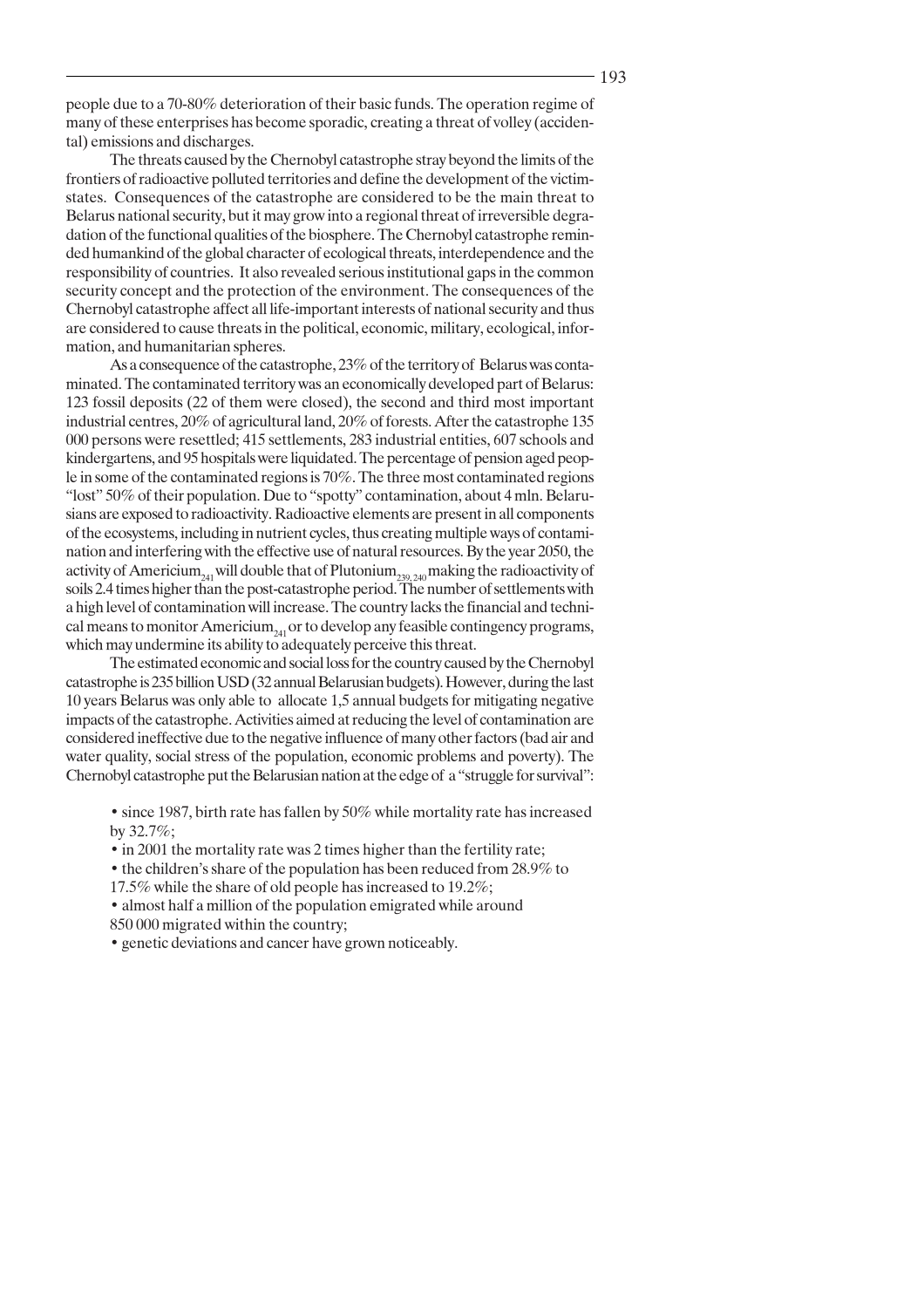people due to a 70-80% deterioration of their basic funds. The operation regime of many of these enterprises has become sporadic, creating a threat of volley (accidental) emissions and discharges.

The threats caused by the Chernobyl catastrophe stray beyond the limits of the frontiers of radioactive polluted territories and define the development of the victim-states. Consequences of the catastrophe are considered to be the main threat to Belarus national security, but it may grow into a regional threat of irreversible degradation of the functional qualities of the biosphere. The Chernobyl catastrophe reminded humankind of the global character of ecological threats, interdependence and the responsibility of countries. It also revealed serious institutional gaps in the common security concept and the protection of the environment. The consequences of the Chernobyl catastrophe affect all life-important interests of national security and thus are considered to cause threats in the political, economic, military, ecological, information, and humanitarian spheres.

As a consequence of the catastrophe, 23% of the territory of Belarus was contaminated. The contaminated territory was an economically developed part of Belarus: 123 fossil deposits (22 of them were closed), the second and third most important industrial centres, 20% of agricultural land, 20% of forests. After the catastrophe 135 000 persons were resettled; 415 settlements, 283 industrial entities, 607 schools and kindergartens, and 95 hospitals were liquidated. The percentage of pension aged people in some of the contaminated regions is 70%. The three most contaminated regions "lost" 50% of their population. Due to "spotty" contamination, about 4 mln. Belarusians are exposed to radioactivity. Radioactive elements are present in all components of the ecosystems, including in nutrient cycles, thus creating multiple ways of contamination and interfering with the effective use of natural resources. By the year 2050, the activity of $Americium_{241}$ will double that of $Plutonium_{239,240}$ making the radioactivity of soils 2.4 times higher than the post-catastrophe period. The number of settlements with a high level of contamination will increase. The country lacks the financial and technical means to monitor $Americium_{241}$ or to develop any feasible contingency programs, which may undermine its ability to adequately perceive this threat.

The estimated economic and social loss for the country caused by the Chernobyl catastrophe is 235 billion USD (32 annual Belarusian budgets). However, during the last 10 years Belarus was only able to allocate 1,5 annual budgets for mitigating negative impacts of the catastrophe. Activities aimed at reducing the level of contamination are considered ineffective due to the negative influence of many other factors (bad air and water quality, social stress of the population, economic problems and poverty). The Chernobyl catastrophe put the Belarusian nation at the edge of a "struggle for survival":

- since 1987, birth rate has fallen by 50% while mortality rate has increased by 32.7%;
- in 2001 the mortality rate was 2 times higher than the fertility rate;
- the children's share of the population has been reduced from 28.9% to 17.5% while the share of old people has increased to 19.2%;
- almost half a million of the population emigrated while around 850 000 migrated within the country;
- genetic deviations and cancer have grown noticeably.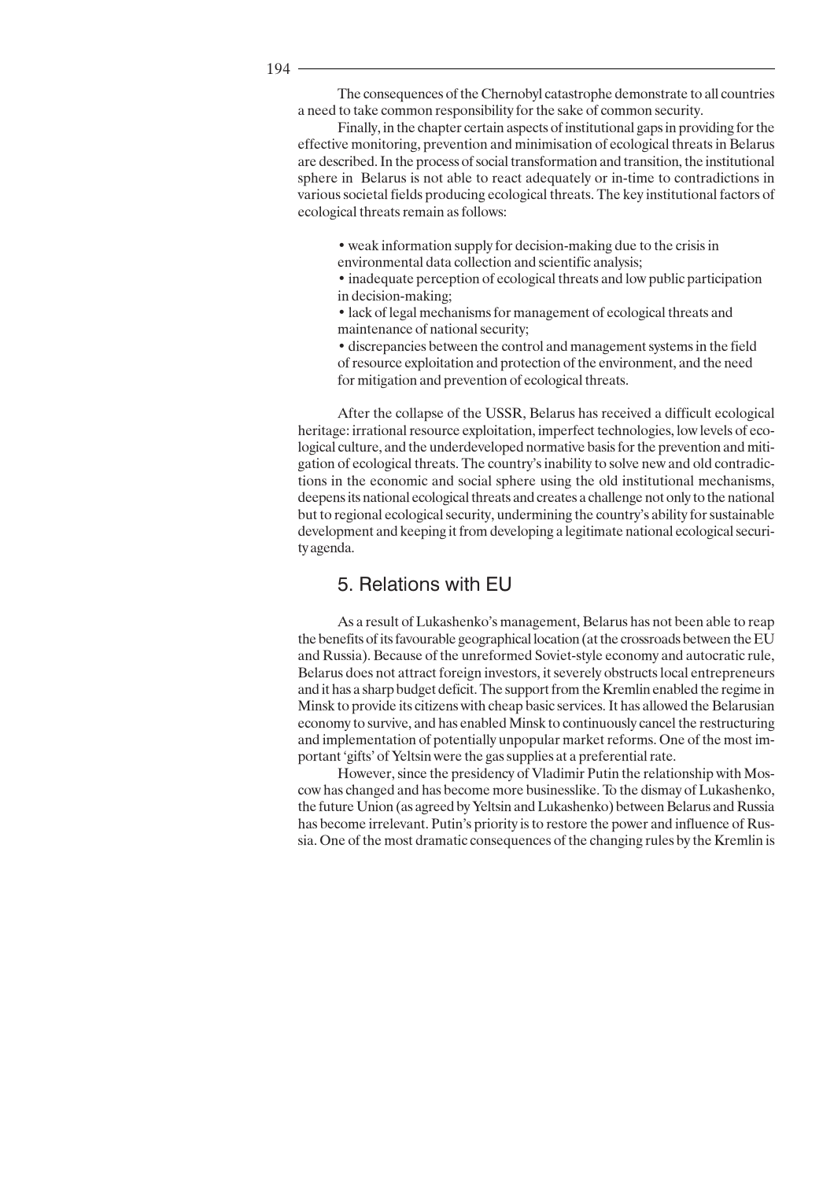The consequences of the Chernobyl catastrophe demonstrate to all countries a need to take common responsibility for the sake of common security.

Finally, in the chapter certain aspects of institutional gaps in providing for the effective monitoring, prevention and minimisation of ecological threats in Belarus are described. In the process of social transformation and transition, the institutional sphere in Belarus is not able to react adequately or in-time to contradictions in various societal fields producing ecological threats. The key institutional factors of ecological threats remain as follows:

- weak information supply for decision-making due to the crisis in environmental data collection and scientific analysis;
- inadequate perception of ecological threats and low public participation in decision-making;
- lack of legal mechanisms for management of ecological threats and maintenance of national security;
- discrepancies between the control and management systems in the field of resource exploitation and protection of the environment, and the need for mitigation and prevention of ecological threats.

After the collapse of the USSR, Belarus has received a difficult ecological heritage: irrational resource exploitation, imperfect technologies, low levels of ecological culture, and the underdeveloped normative basis for the prevention and mitigation of ecological threats. The country's inability to solve new and old contradictions in the economic and social sphere using the old institutional mechanisms, deepens its national ecological threats and creates a challenge not only to the national but to regional ecological security, undermining the country's ability for sustainable development and keeping it from developing a legitimate national ecological security agenda.

## 5. Relations with EU

As a result of Lukashenko's management, Belarus has not been able to reap the benefits of its favourable geographical location (at the crossroads between the EU and Russia). Because of the unreformed Soviet-style economy and autocratic rule, Belarus does not attract foreign investors, it severely obstructs local entrepreneurs and it has a sharp budget deficit. The support from the Kremlin enabled the regime in Minsk to provide its citizens with cheap basic services. It has allowed the Belarusian economy to survive, and has enabled Minsk to continuously cancel the restructuring and implementation of potentially unpopular market reforms. One of the most important 'gifts' of Yeltsin were the gas supplies at a preferential rate.

However, since the presidency of Vladimir Putin the relationship with Moscow has changed and has become more businesslike. To the dismay of Lukashenko, the future Union (as agreed by Yeltsin and Lukashenko) between Belarus and Russia has become irrelevant. Putin's priority is to restore the power and influence of Russia. One of the most dramatic consequences of the changing rules by the Kremlin is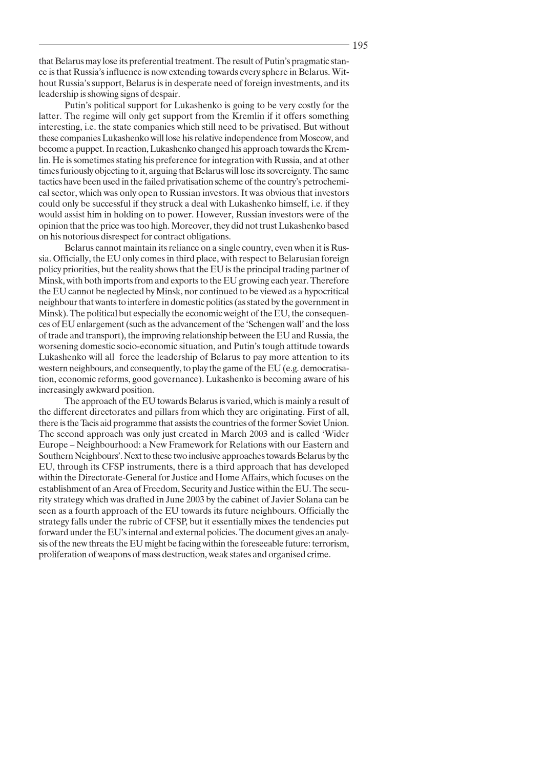that Belarus may lose its preferential treatment. The result of Putin's pragmatic stance is that Russia's influence is now extending towards every sphere in Belarus. Without Russia's support, Belarus is in desperate need of foreign investments, and its leadership is showing signs of despair.

Putin's political support for Lukashenko is going to be very costly for the latter. The regime will only get support from the Kremlin if it offers something interesting, i.e. the state companies which still need to be privatised. But without these companies Lukashenko will lose his relative independence from Moscow, and become a puppet. In reaction, Lukashenko changed his approach towards the Kremlin. He is sometimes stating his preference for integration with Russia, and at other times furiously objecting to it, arguing that Belarus will lose its sovereignty. The same tactics have been used in the failed privatisation scheme of the country's petrochemical sector, which was only open to Russian investors. It was obvious that investors could only be successful if they struck a deal with Lukashenko himself, i.e. if they would assist him in holding on to power. However, Russian investors were of the opinion that the price was too high. Moreover, they did not trust Lukashenko based on his notorious disrespect for contract obligations.

Belarus cannot maintain its reliance on a single country, even when it is Russia. Officially, the EU only comes in third place, with respect to Belarusian foreign policy priorities, but the reality shows that the EU is the principal trading partner of Minsk, with both imports from and exports to the EU growing each year. Therefore the EU cannot be neglected by Minsk, nor continued to be viewed as a hypocritical neighbour that wants to interfere in domestic politics (as stated by the government in Minsk). The political but especially the economic weight of the EU, the consequences of EU enlargement (such as the advancement of the 'Schengen wall' and the loss of trade and transport), the improving relationship between the EU and Russia, the worsening domestic socio-economic situation, and Putin's tough attitude towards Lukashenko will all force the leadership of Belarus to pay more attention to its western neighbours, and consequently, to play the game of the EU (e.g. democratisation, economic reforms, good governance). Lukashenko is becoming aware of his increasingly awkward position.

The approach of the EU towards Belarus is varied, which is mainly a result of the different directorates and pillars from which they are originating. First of all, there is the Tacis aid programme that assists the countries of the former Soviet Union. The second approach was only just created in March 2003 and is called 'Wider Europe – Neighbourhood: a New Framework for Relations with our Eastern and Southern Neighbours'. Next to these two inclusive approaches towards Belarus by the EU, through its CFSP instruments, there is a third approach that has developed within the Directorate-General for Justice and Home Affairs, which focuses on the establishment of an Area of Freedom, Security and Justice within the EU. The security strategy which was drafted in June 2003 by the cabinet of Javier Solana can be seen as a fourth approach of the EU towards its future neighbours. Officially the strategy falls under the rubric of CFSP, but it essentially mixes the tendencies put forward under the EU's internal and external policies. The document gives an analysis of the new threats the EU might be facing within the foreseeable future: terrorism, proliferation of weapons of mass destruction, weak states and organised crime.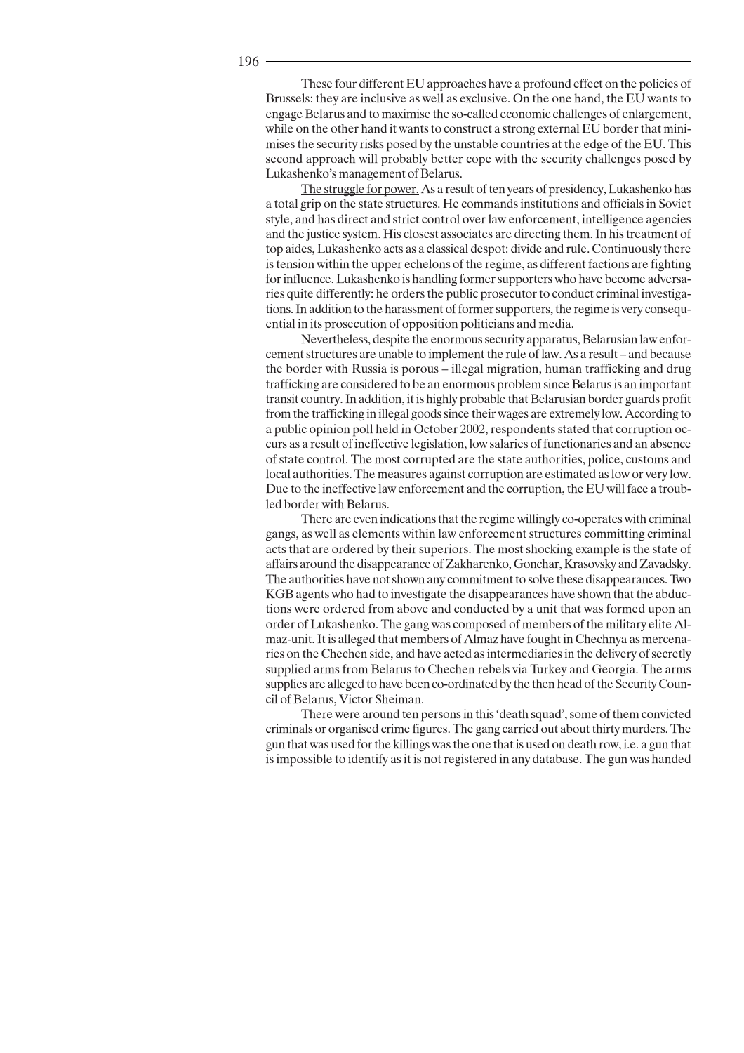These four different EU approaches have a profound effect on the policies of Brussels: they are inclusive as well as exclusive. On the one hand, the EU wants to engage Belarus and to maximise the so-called economic challenges of enlargement, while on the other hand it wants to construct a strong external EU border that minimises the security risks posed by the unstable countries at the edge of the EU. This second approach will probably better cope with the security challenges posed by Lukashenko's management of Belarus.

The struggle for power. As a result of ten years of presidency, Lukashenko has a total grip on the state structures. He commands institutions and officials in Soviet style, and has direct and strict control over law enforcement, intelligence agencies and the justice system. His closest associates are directing them. In his treatment of top aides, Lukashenko acts as a classical despot: divide and rule. Continuously there is tension within the upper echelons of the regime, as different factions are fighting for influence. Lukashenko is handling former supporters who have become adversaries quite differently: he orders the public prosecutor to conduct criminal investigations. In addition to the harassment of former supporters, the regime is very consequential in its prosecution of opposition politicians and media.

Nevertheless, despite the enormous security apparatus, Belarusian law enforcement structures are unable to implement the rule of law. As a result – and because the border with Russia is porous – illegal migration, human trafficking and drug trafficking are considered to be an enormous problem since Belarus is an important transit country. In addition, it is highly probable that Belarusian border guards profit from the trafficking in illegal goods since their wages are extremely low. According to a public opinion poll held in October 2002, respondents stated that corruption occurs as a result of ineffective legislation, low salaries of functionaries and an absence of state control. The most corrupted are the state authorities, police, customs and local authorities. The measures against corruption are estimated as low or very low. Due to the ineffective law enforcement and the corruption, the EU will face a troubled border with Belarus.

There are even indications that the regime willingly co-operates with criminal gangs, as well as elements within law enforcement structures committing criminal acts that are ordered by their superiors. The most shocking example is the state of affairs around the disappearance of Zakharenko, Gonchar, Krasovsky and Zavadsky. The authorities have not shown any commitment to solve these disappearances. Two KGB agents who had to investigate the disappearances have shown that the abductions were ordered from above and conducted by a unit that was formed upon an order of Lukashenko. The gang was composed of members of the military elite Almaz-unit. It is alleged that members of Almaz have fought in Chechnya as mercenaries on the Chechen side, and have acted as intermediaries in the delivery of secretly supplied arms from Belarus to Chechen rebels via Turkey and Georgia. The arms supplies are alleged to have been co-ordinated by the then head of the Security Council of Belarus, Victor Sheiman.

There were around ten persons in this 'death squad', some of them convicted criminals or organised crime figures. The gang carried out about thirty murders. The gun that was used for the killings was the one that is used on death row, i.e. a gun that is impossible to identify as it is not registered in any database. The gun was handed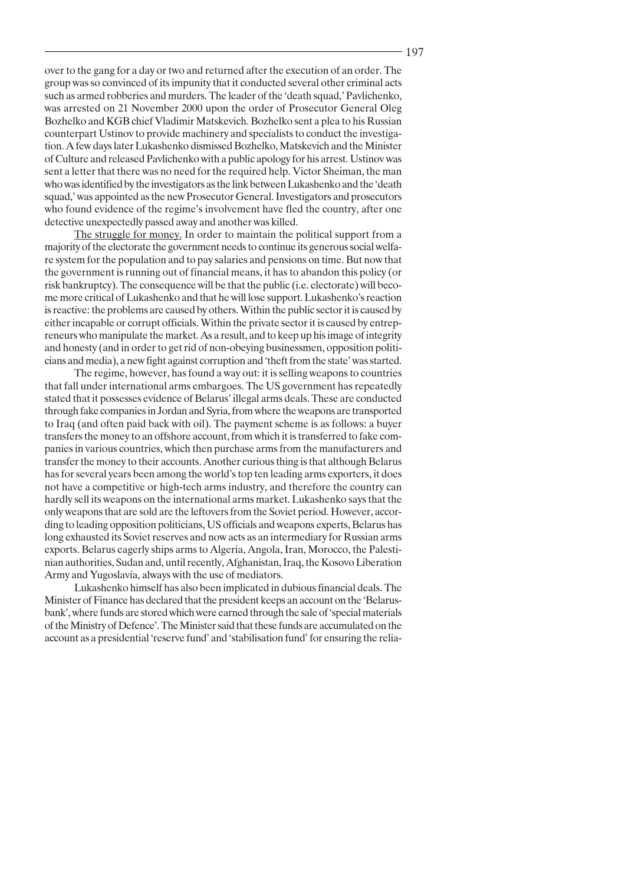over to the gang for a day or two and returned after the execution of an order. The group was so convinced of its impunity that it conducted several other criminal acts such as armed robberies and murders. The leader of the 'death squad,' Pavlichenko, was arrested on 21 November 2000 upon the order of Prosecutor General Oleg Bozhelko and KGB chief Vladimir Matskevich. Bozhelko sent a plea to his Russian counterpart Ustinov to provide machinery and specialists to conduct the investigation. A few days later Lukashenko dismissed Bozhelko, Matskevich and the Minister of Culture and released Pavlichenko with a public apology for his arrest. Ustinov was sent a letter that there was no need for the required help. Victor Sheiman, the man who was identified by the investigators as the link between Lukashenko and the 'death squad,' was appointed as the new Prosecutor General. Investigators and prosecutors who found evidence of the regime's involvement have fled the country, after one detective unexpectedly passed away and another was killed.

<u>The struggle for money.</u> In order to maintain the political support from a majority of the electorate the government needs to continue its generous social welfare system for the population and to pay salaries and pensions on time. But now that the government is running out of financial means, it has to abandon this policy (or risk bankruptcy). The consequence will be that the public (i.e. electorate) will become more critical of Lukashenko and that he will lose support. Lukashenko's reaction is reactive: the problems are caused by others. Within the public sector it is caused by either incapable or corrupt officials. Within the private sector it is caused by entrepreneurs who manipulate the market. As a result, and to keep up his image of integrity and honesty (and in order to get rid of non-obeying businessmen, opposition politicians and media), a new fight against corruption and 'theft from the state' was started.

The regime, however, has found a way out: it is selling weapons to countries that fall under international arms embargoes. The US government has repeatedly stated that it possesses evidence of Belarus' illegal arms deals. These are conducted through fake companies in Jordan and Syria, from where the weapons are transported to Iraq (and often paid back with oil). The payment scheme is as follows: a buyer transfers the money to an offshore account, from which it is transferred to fake companies in various countries, which then purchase arms from the manufacturers and transfer the money to their accounts. Another curious thing is that although Belarus has for several years been among the world's top ten leading arms exporters, it does not have a competitive or high-tech arms industry, and therefore the country can hardly sell its weapons on the international arms market. Lukashenko says that the only weapons that are sold are the leftovers from the Soviet period. However, according to leading opposition politicians, US officials and weapons experts, Belarus has long exhausted its Soviet reserves and now acts as an intermediary for Russian arms exports. Belarus eagerly ships arms to Algeria, Angola, Iran, Morocco, the Palestinian authorities, Sudan and, until recently, Afghanistan, Iraq, the Kosovo Liberation Army and Yugoslavia, always with the use of mediators.

Lukashenko himself has also been implicated in dubious financial deals. The Minister of Finance has declared that the president keeps an account on the 'Belarusbank', where funds are stored which were earned through the sale of 'special materials of the Ministry of Defence'. The Minister said that these funds are accumulated on the account as a presidential 'reserve fund' and 'stabilisation fund' for ensuring the relia-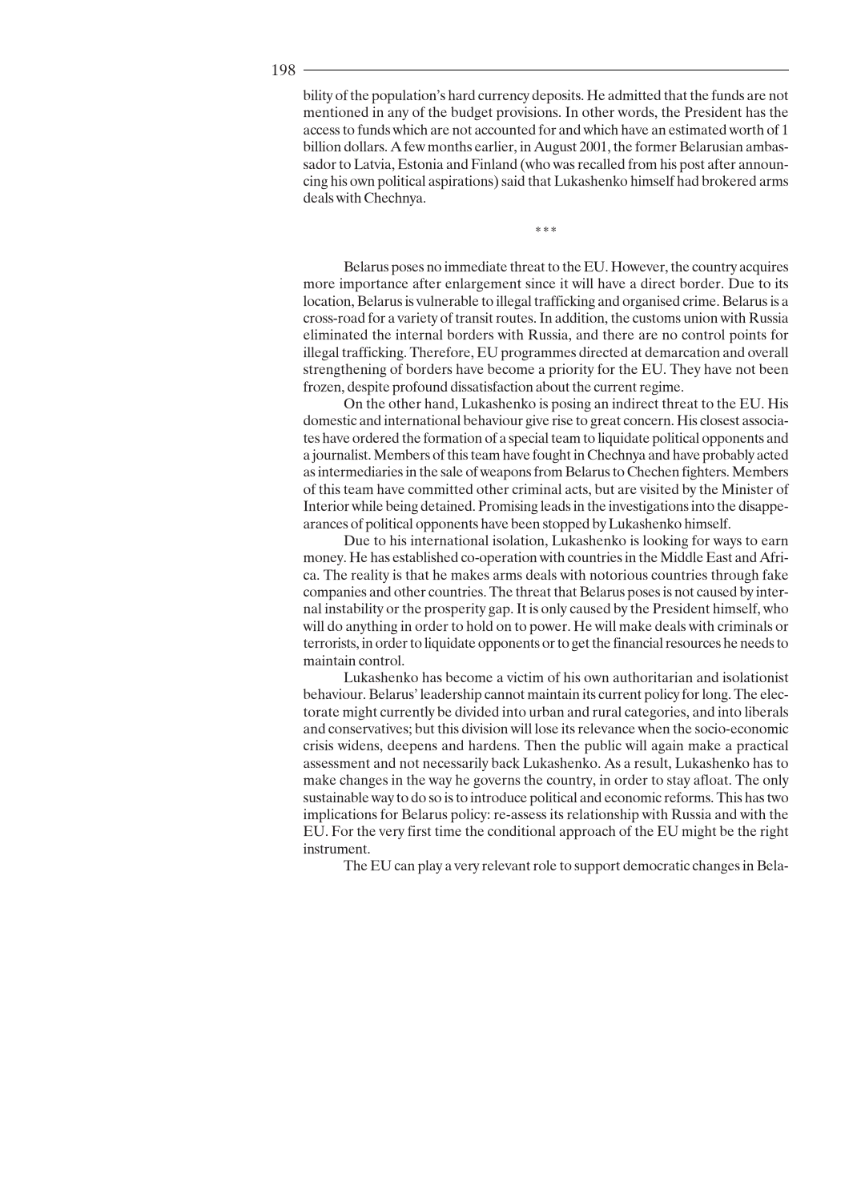bility of the population's hard currency deposits. He admitted that the funds are not mentioned in any of the budget provisions. In other words, the President has the access to funds which are not accounted for and which have an estimated worth of 1 billion dollars. A few months earlier, in August 2001, the former Belarusian ambassador to Latvia, Estonia and Finland (who was recalled from his post after announcing his own political aspirations) said that Lukashenko himself had brokered arms deals with Chechnya.

\*\*\*

Belarus poses no immediate threat to the EU. However, the country acquires more importance after enlargement since it will have a direct border. Due to its location, Belarus is vulnerable to illegal trafficking and organised crime. Belarus is a cross-road for a variety of transit routes. In addition, the customs union with Russia eliminated the internal borders with Russia, and there are no control points for illegal trafficking. Therefore, EU programmes directed at demarcation and overall strengthening of borders have become a priority for the EU. They have not been frozen, despite profound dissatisfaction about the current regime.

On the other hand, Lukashenko is posing an indirect threat to the EU. His domestic and international behaviour give rise to great concern. His closest associates have ordered the formation of a special team to liquidate political opponents and a journalist. Members of this team have fought in Chechnya and have probably acted as intermediaries in the sale of weapons from Belarus to Chechen fighters. Members of this team have committed other criminal acts, but are visited by the Minister of Interior while being detained. Promising leads in the investigations into the disappearances of political opponents have been stopped by Lukashenko himself.

Due to his international isolation, Lukashenko is looking for ways to earn money. He has established co-operation with countries in the Middle East and Africa. The reality is that he makes arms deals with notorious countries through fake companies and other countries. The threat that Belarus poses is not caused by internal instability or the prosperity gap. It is only caused by the President himself, who will do anything in order to hold on to power. He will make deals with criminals or terrorists, in order to liquidate opponents or to get the financial resources he needs to maintain control.

Lukashenko has become a victim of his own authoritarian and isolationist behaviour. Belarus' leadership cannot maintain its current policy for long. The electorate might currently be divided into urban and rural categories, and into liberals and conservatives; but this division will lose its relevance when the socio-economic crisis widens, deepens and hardens. Then the public will again make a practical assessment and not necessarily back Lukashenko. As a result, Lukashenko has to make changes in the way he governs the country, in order to stay afloat. The only sustainable way to do so is to introduce political and economic reforms. This has two implications for Belarus policy: re-assess its relationship with Russia and with the EU. For the very first time the conditional approach of the EU might be the right instrument.

The EU can play a very relevant role to support democratic changes in Bela-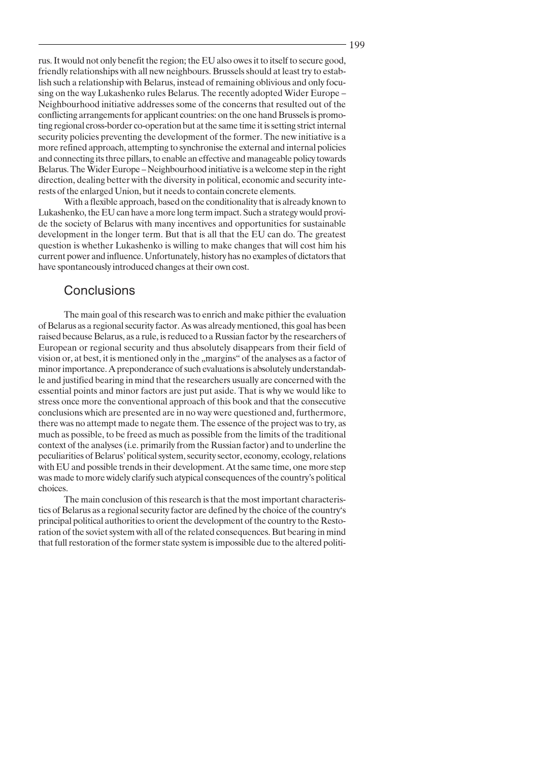rus. It would not only benefit the region; the EU also owes it to itself to secure good, friendly relationships with all new neighbours. Brussels should at least try to establish such a relationship with Belarus, instead of remaining oblivious and only focusing on the way Lukashenko rules Belarus. The recently adopted Wider Europe – Neighbourhood initiative addresses some of the concerns that resulted out of the conflicting arrangements for applicant countries: on the one hand Brussels is promoting regional cross-border co-operation but at the same time it is setting strict internal security policies preventing the development of the former. The new initiative is a more refined approach, attempting to synchronise the external and internal policies and connecting its three pillars, to enable an effective and manageable policy towards Belarus. The Wider Europe – Neighbourhood initiative is a welcome step in the right direction, dealing better with the diversity in political, economic and security interests of the enlarged Union, but it needs to contain concrete elements.

With a flexible approach, based on the conditionality that is already known to Lukashenko, the EU can have a more long term impact. Such a strategy would provide the society of Belarus with many incentives and opportunities for sustainable development in the longer term. But that is all that the EU can do. The greatest question is whether Lukashenko is willing to make changes that will cost him his current power and influence. Unfortunately, history has no examples of dictators that have spontaneously introduced changes at their own cost.

## Conclusions

The main goal of this research was to enrich and make pithier the evaluation of Belarus as a regional security factor. As was already mentioned, this goal has been raised because Belarus, as a rule, is reduced to a Russian factor by the researchers of European or regional security and thus absolutely disappears from their field of vision or, at best, it is mentioned only in the „margins" of the analyses as a factor of minor importance. A preponderance of such evaluations is absolutely understandable and justified bearing in mind that the researchers usually are concerned with the essential points and minor factors are just put aside. That is why we would like to stress once more the conventional approach of this book and that the consecutive conclusions which are presented are in no way were questioned and, furthermore, there was no attempt made to negate them. The essence of the project was to try, as much as possible, to be freed as much as possible from the limits of the traditional context of the analyses (i.e. primarily from the Russian factor) and to underline the peculiarities of Belarus' political system, security sector, economy, ecology, relations with EU and possible trends in their development. At the same time, one more step was made to more widely clarify such atypical consequences of the country's political choices.

The main conclusion of this research is that the most important characteristics of Belarus as a regional security factor are defined by the choice of the country's principal political authorities to orient the development of the country to the Restoration of the soviet system with all of the related consequences. But bearing in mind that full restoration of the former state system is impossible due to the altered politi-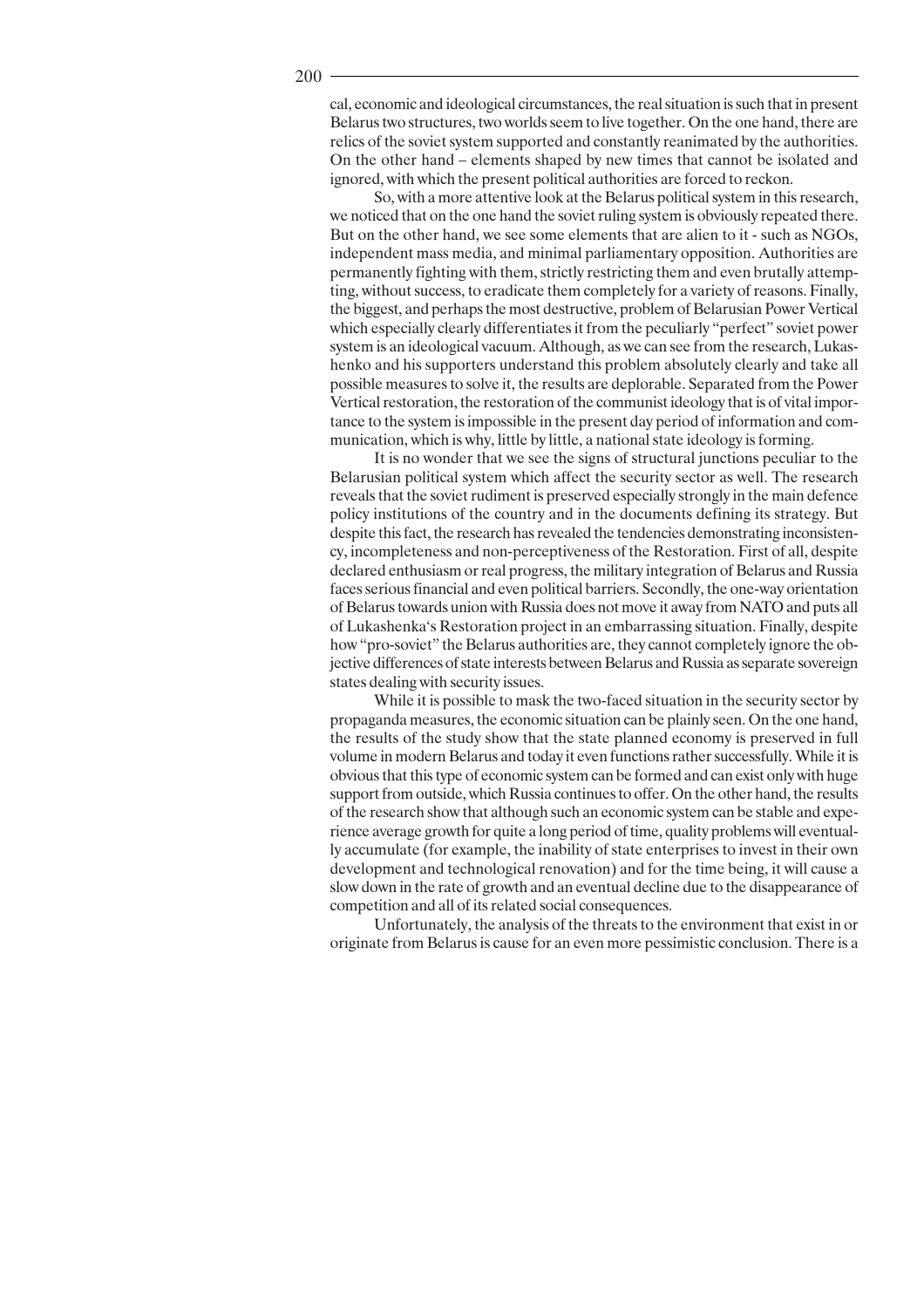cal, economic and ideological circumstances, the real situation is such that in present Belarus two structures, two worlds seem to live together. On the one hand, there are relics of the soviet system supported and constantly reanimated by the authorities. On the other hand – elements shaped by new times that cannot be isolated and ignored, with which the present political authorities are forced to reckon.

So, with a more attentive look at the Belarus political system in this research, we noticed that on the one hand the soviet ruling system is obviously repeated there. But on the other hand, we see some elements that are alien to it - such as NGOs, independent mass media, and minimal parliamentary opposition. Authorities are permanently fighting with them, strictly restricting them and even brutally attempting, without success, to eradicate them completely for a variety of reasons. Finally, the biggest, and perhaps the most destructive, problem of Belarusian Power Vertical which especially clearly differentiates it from the peculiarly "perfect" soviet power system is an ideological vacuum. Although, as we can see from the research, Lukashenko and his supporters understand this problem absolutely clearly and take all possible measures to solve it, the results are deplorable. Separated from the Power Vertical restoration, the restoration of the communist ideology that is of vital importance to the system is impossible in the present day period of information and communication, which is why, little by little, a national state ideology is forming.

It is no wonder that we see the signs of structural junctions peculiar to the Belarusian political system which affect the security sector as well. The research reveals that the soviet rudiment is preserved especially strongly in the main defence policy institutions of the country and in the documents defining its strategy. But despite this fact, the research has revealed the tendencies demonstrating inconsistency, incompleteness and non-perceptiveness of the Restoration. First of all, despite declared enthusiasm or real progress, the military integration of Belarus and Russia faces serious financial and even political barriers. Secondly, the one-way orientation of Belarus towards union with Russia does not move it away from NATO and puts all of Lukashenka's Restoration project in an embarrassing situation. Finally, despite how "pro-soviet" the Belarus authorities are, they cannot completely ignore the objective differences of state interests between Belarus and Russia as separate sovereign states dealing with security issues.

While it is possible to mask the two-faced situation in the security sector by propaganda measures, the economic situation can be plainly seen. On the one hand, the results of the study show that the state planned economy is preserved in full volume in modern Belarus and today it even functions rather successfully. While it is obvious that this type of economic system can be formed and can exist only with huge support from outside, which Russia continues to offer. On the other hand, the results of the research show that although such an economic system can be stable and experience average growth for quite a long period of time, quality problems will eventually accumulate (for example, the inability of state enterprises to invest in their own development and technological renovation) and for the time being, it will cause a slow down in the rate of growth and an eventual decline due to the disappearance of competition and all of its related social consequences.

Unfortunately, the analysis of the threats to the environment that exist in or originate from Belarus is cause for an even more pessimistic conclusion. There is a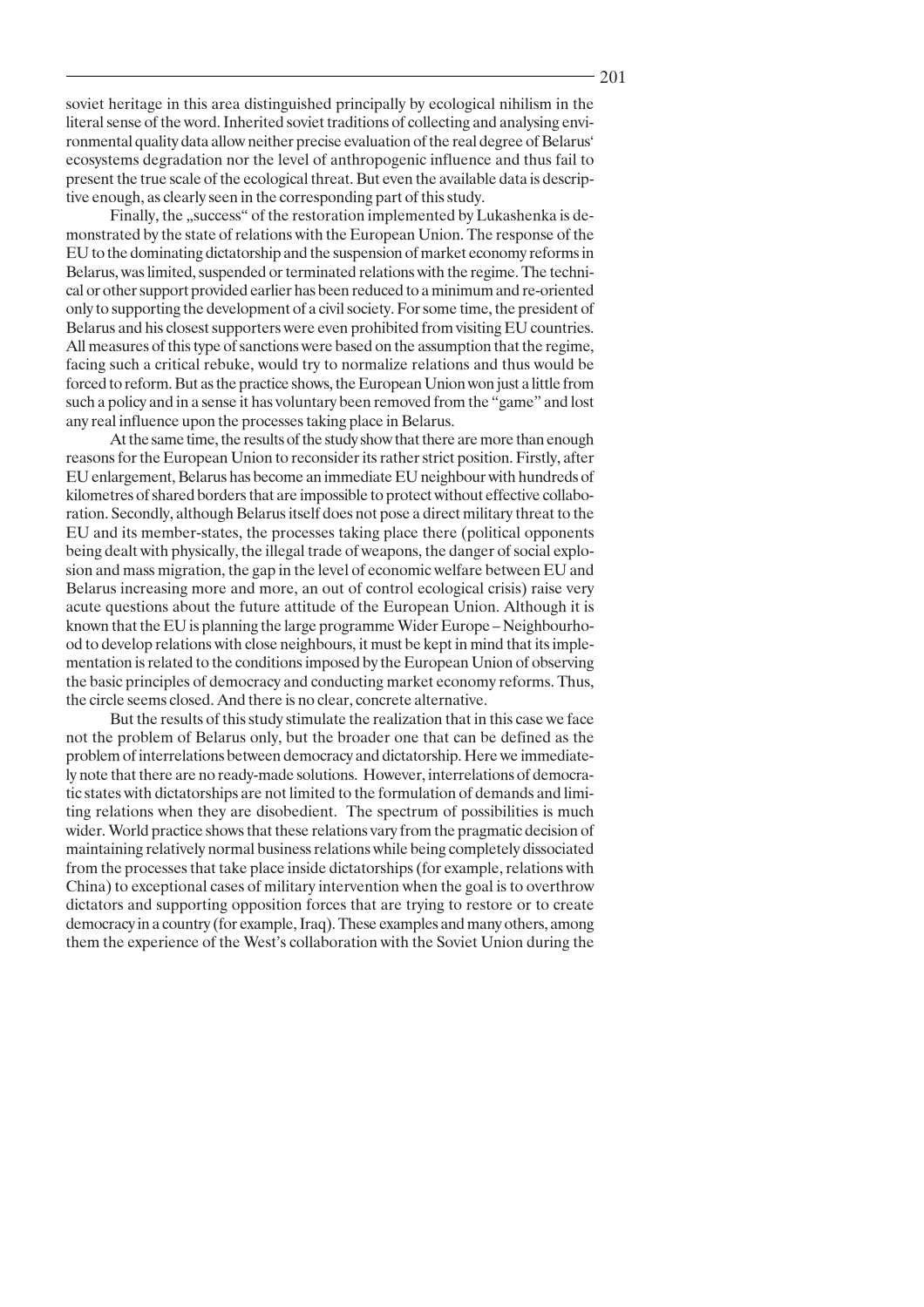soviet heritage in this area distinguished principally by ecological nihilism in the literal sense of the word. Inherited soviet traditions of collecting and analysing environmental quality data allow neither precise evaluation of the real degree of Belarus' ecosystems degradation nor the level of anthropogenic influence and thus fail to present the true scale of the ecological threat. But even the available data is descriptive enough, as clearly seen in the corresponding part of this study.

Finally, the „success" of the restoration implemented by Lukashenka is demonstrated by the state of relations with the European Union. The response of the EU to the dominating dictatorship and the suspension of market economy reforms in Belarus, was limited, suspended or terminated relations with the regime. The technical or other support provided earlier has been reduced to a minimum and re-oriented only to supporting the development of a civil society. For some time, the president of Belarus and his closest supporters were even prohibited from visiting EU countries. All measures of this type of sanctions were based on the assumption that the regime, facing such a critical rebuke, would try to normalize relations and thus would be forced to reform. But as the practice shows, the European Union won just a little from such a policy and in a sense it has voluntary been removed from the "game" and lost any real influence upon the processes taking place in Belarus.

At the same time, the results of the study show that there are more than enough reasons for the European Union to reconsider its rather strict position. Firstly, after EU enlargement, Belarus has become an immediate EU neighbour with hundreds of kilometres of shared borders that are impossible to protect without effective collaboration. Secondly, although Belarus itself does not pose a direct military threat to the EU and its member-states, the processes taking place there (political opponents being dealt with physically, the illegal trade of weapons, the danger of social explosion and mass migration, the gap in the level of economic welfare between EU and Belarus increasing more and more, an out of control ecological crisis) raise very acute questions about the future attitude of the European Union. Although it is known that the EU is planning the large programme Wider Europe – Neighbourhood to develop relations with close neighbours, it must be kept in mind that its implementation is related to the conditions imposed by the European Union of observing the basic principles of democracy and conducting market economy reforms. Thus, the circle seems closed. And there is no clear, concrete alternative.

But the results of this study stimulate the realization that in this case we face not the problem of Belarus only, but the broader one that can be defined as the problem of interrelations between democracy and dictatorship. Here we immediately note that there are no ready-made solutions. However, interrelations of democratic states with dictatorships are not limited to the formulation of demands and limiting relations when they are disobedient. The spectrum of possibilities is much wider. World practice shows that these relations vary from the pragmatic decision of maintaining relatively normal business relations while being completely dissociated from the processes that take place inside dictatorships (for example, relations with China) to exceptional cases of military intervention when the goal is to overthrow dictators and supporting opposition forces that are trying to restore or to create democracy in a country (for example, Iraq). These examples and many others, among them the experience of the West's collaboration with the Soviet Union during the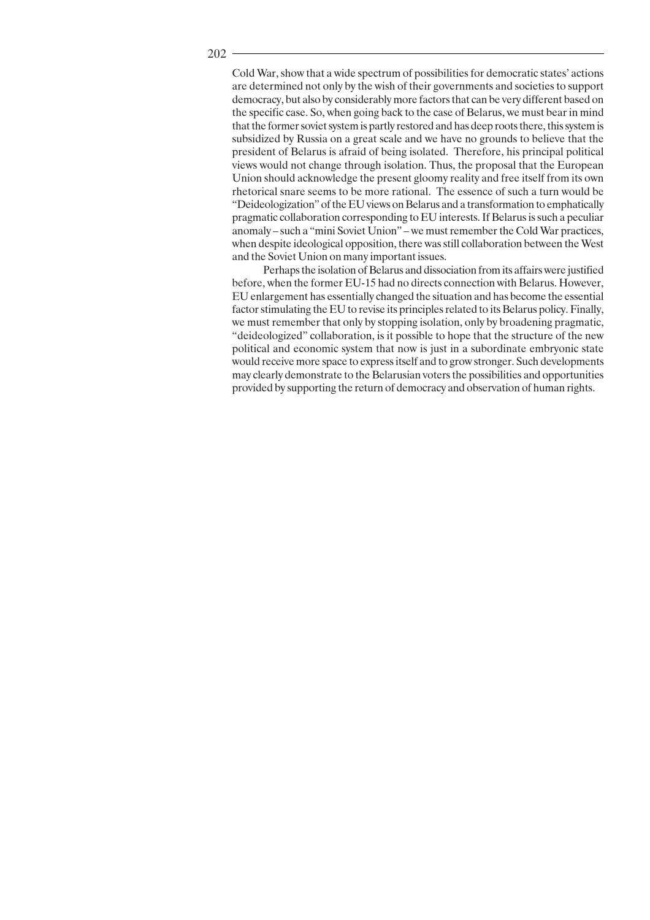Cold War, show that a wide spectrum of possibilities for democratic states' actions are determined not only by the wish of their governments and societies to support democracy, but also by considerably more factors that can be very different based on the specific case. So, when going back to the case of Belarus, we must bear in mind that the former soviet system is partly restored and has deep roots there, this system is subsidized by Russia on a great scale and we have no grounds to believe that the president of Belarus is afraid of being isolated. Therefore, his principal political views would not change through isolation. Thus, the proposal that the European Union should acknowledge the present gloomy reality and free itself from its own rhetorical snare seems to be more rational. The essence of such a turn would be "Deideologization" of the EU views on Belarus and a transformation to emphatically pragmatic collaboration corresponding to EU interests. If Belarus is such a peculiar anomaly – such a "mini Soviet Union" – we must remember the Cold War practices, when despite ideological opposition, there was still collaboration between the West and the Soviet Union on many important issues.

Perhaps the isolation of Belarus and dissociation from its affairs were justified before, when the former EU-15 had no directs connection with Belarus. However, EU enlargement has essentially changed the situation and has become the essential factor stimulating the EU to revise its principles related to its Belarus policy. Finally, we must remember that only by stopping isolation, only by broadening pragmatic, "deideologized" collaboration, is it possible to hope that the structure of the new political and economic system that now is just in a subordinate embryonic state would receive more space to express itself and to grow stronger. Such developments may clearly demonstrate to the Belarusian voters the possibilities and opportunities provided by supporting the return of democracy and observation of human rights.